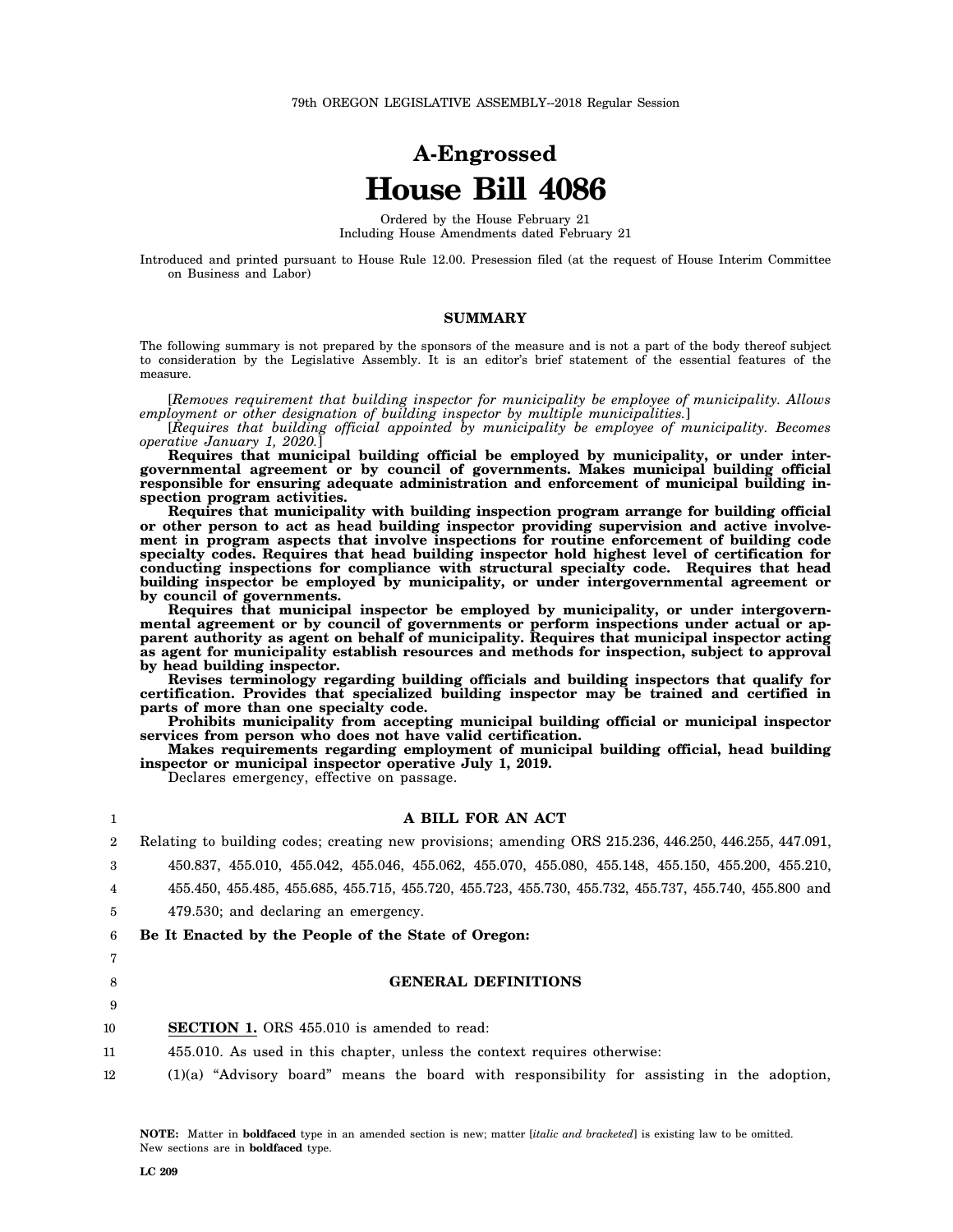79th OREGON LEGISLATIVE ASSEMBLY--2018 Regular Session

# A-Engrossed
# House Bill 4086

Ordered by the House February 21
Including House Amendments dated February 21

Introduced and printed pursuant to House Rule 12.00. Presession filed (at the request of House Interim Committee on Business and Labor)

## SUMMARY

The following summary is not prepared by the sponsors of the measure and is not a part of the body thereof subject to consideration by the Legislative Assembly. It is an editor's brief statement of the essential features of the measure.

[*Removes requirement that building inspector for municipality be employee of municipality. Allows employment or other designation of building inspector by multiple municipalities.*]

[*Requires that building official appointed by municipality be employee of municipality. Becomes operative January 1, 2020.*]

**Requires that municipal building official be employed by municipality, or under intergovernmental agreement or by council of governments. Makes municipal building official responsible for ensuring adequate administration and enforcement of municipal building inspection program activities.**

**Requires that municipality with building inspection program arrange for building official or other person to act as head building inspector providing supervision and active involvement in program aspects that involve inspections for routine enforcement of building code specialty codes. Requires that head building inspector hold highest level of certification for conducting inspections for compliance with structural specialty code. Requires that head building inspector be employed by municipality, or under intergovernmental agreement or by council of governments.**

**Requires that municipal inspector be employed by municipality, or under intergovernmental agreement or by council of governments or perform inspections under actual or apparent authority as agent on behalf of municipality. Requires that municipal inspector acting as agent for municipality establish resources and methods for inspection, subject to approval by head building inspector.**

**Revises terminology regarding building officials and building inspectors that qualify for certification. Provides that specialized building inspector may be trained and certified in parts of more than one specialty code.**

**Prohibits municipality from accepting municipal building official or municipal inspector services from person who does not have valid certification.**

**Makes requirements regarding employment of municipal building official, head building inspector or municipal inspector operative July 1, 2019.**

Declares emergency, effective on passage.

1 **A BILL FOR AN ACT**

2 Relating to building codes; creating new provisions; amending ORS 215.236, 446.250, 446.255, 447.091,
3 450.837, 455.010, 455.042, 455.046, 455.062, 455.070, 455.080, 455.148, 455.150, 455.200, 455.210,
4 455.450, 455.485, 455.685, 455.715, 455.720, 455.723, 455.730, 455.732, 455.737, 455.740, 455.800 and
5 479.530; and declaring an emergency.

6 **Be It Enacted by the People of the State of Oregon:**

7

8 **GENERAL DEFINITIONS**

9

10 **SECTION 1.** ORS 455.010 is amended to read:

11 455.010. As used in this chapter, unless the context requires otherwise:

12 (1)(a) "Advisory board" means the board with responsibility for assisting in the adoption,

**NOTE:** Matter in **boldfaced** type in an amended section is new; matter [*italic and bracketed*] is existing law to be omitted. New sections are in **boldfaced** type.

LC 209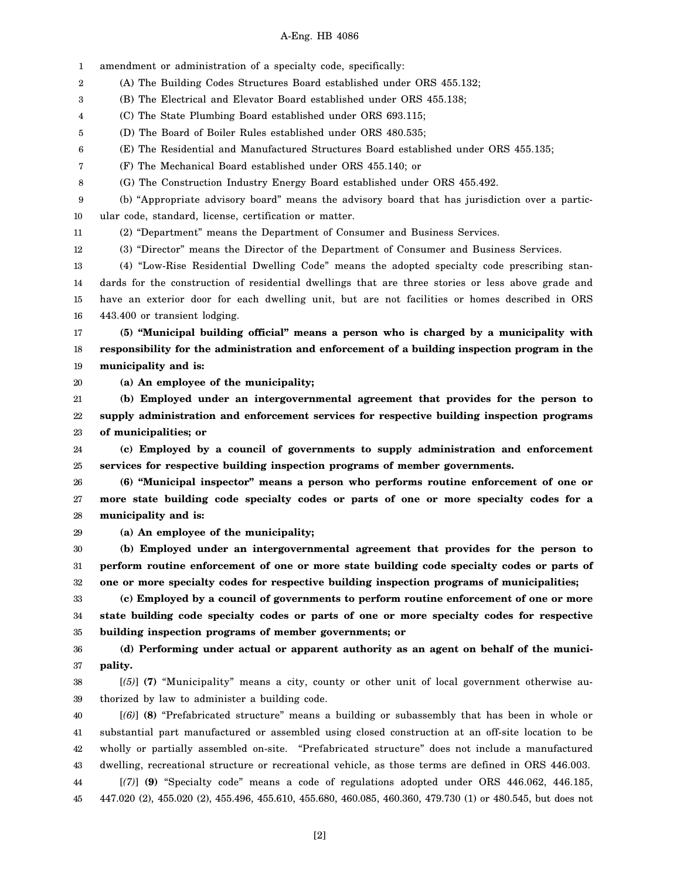amendment or administration of a specialty code, specifically:

(A) The Building Codes Structures Board established under ORS 455.132;

(B) The Electrical and Elevator Board established under ORS 455.138;

(C) The State Plumbing Board established under ORS 693.115;

(D) The Board of Boiler Rules established under ORS 480.535;

(E) The Residential and Manufactured Structures Board established under ORS 455.135;

(F) The Mechanical Board established under ORS 455.140; or

(G) The Construction Industry Energy Board established under ORS 455.492.

(b) "Appropriate advisory board" means the advisory board that has jurisdiction over a particular code, standard, license, certification or matter.

(2) "Department" means the Department of Consumer and Business Services.

(3) "Director" means the Director of the Department of Consumer and Business Services.

(4) "Low-Rise Residential Dwelling Code" means the adopted specialty code prescribing standards for the construction of residential dwellings that are three stories or less above grade and have an exterior door for each dwelling unit, but are not facilities or homes described in ORS 443.400 or transient lodging.

**(5) "Municipal building official" means a person who is charged by a municipality with responsibility for the administration and enforcement of a building inspection program in the municipality and is:**

**(a) An employee of the municipality;**

**(b) Employed under an intergovernmental agreement that provides for the person to supply administration and enforcement services for respective building inspection programs of municipalities; or**

**(c) Employed by a council of governments to supply administration and enforcement services for respective building inspection programs of member governments.**

**(6) "Municipal inspector" means a person who performs routine enforcement of one or more state building code specialty codes or parts of one or more specialty codes for a municipality and is:**

**(a) An employee of the municipality;**

**(b) Employed under an intergovernmental agreement that provides for the person to perform routine enforcement of one or more state building code specialty codes or parts of one or more specialty codes for respective building inspection programs of municipalities;**

**(c) Employed by a council of governments to perform routine enforcement of one or more state building code specialty codes or parts of one or more specialty codes for respective building inspection programs of member governments; or**

**(d) Performing under actual or apparent authority as an agent on behalf of the municipality.**

[*(5)*] **(7)** "Municipality" means a city, county or other unit of local government otherwise authorized by law to administer a building code.

[*(6)*] **(8)** "Prefabricated structure" means a building or subassembly that has been in whole or substantial part manufactured or assembled using closed construction at an off-site location to be wholly or partially assembled on-site. "Prefabricated structure" does not include a manufactured dwelling, recreational structure or recreational vehicle, as those terms are defined in ORS 446.003.

[*(7)*] **(9)** "Specialty code" means a code of regulations adopted under ORS 446.062, 446.185, 447.020 (2), 455.020 (2), 455.496, 455.610, 455.680, 460.085, 460.360, 479.730 (1) or 480.545, but does not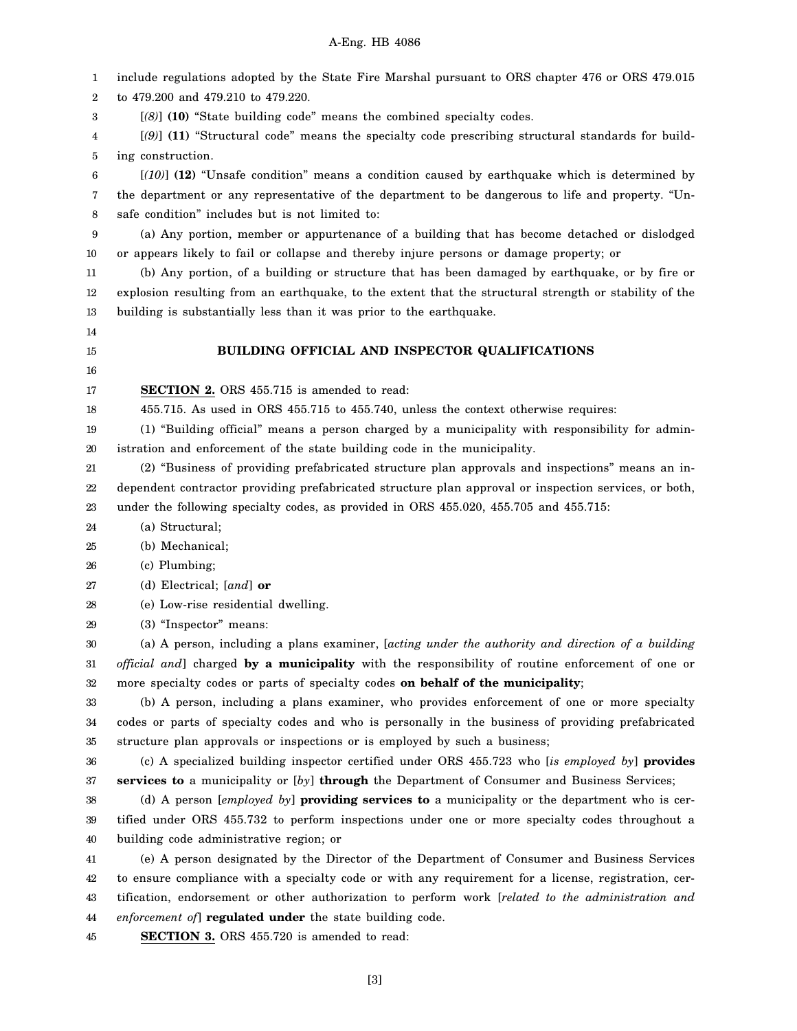include regulations adopted by the State Fire Marshal pursuant to ORS chapter 476 or ORS 479.015 to 479.200 and 479.210 to 479.220.

[*(8)*] **(10)** "State building code" means the combined specialty codes.

[*(9)*] **(11)** "Structural code" means the specialty code prescribing structural standards for building construction.

[*(10)*] **(12)** "Unsafe condition" means a condition caused by earthquake which is determined by the department or any representative of the department to be dangerous to life and property. "Unsafe condition" includes but is not limited to:

(a) Any portion, member or appurtenance of a building that has become detached or dislodged or appears likely to fail or collapse and thereby injure persons or damage property; or

(b) Any portion, of a building or structure that has been damaged by earthquake, or by fire or explosion resulting from an earthquake, to the extent that the structural strength or stability of the building is substantially less than it was prior to the earthquake.

## BUILDING OFFICIAL AND INSPECTOR QUALIFICATIONS

**SECTION 2.** ORS 455.715 is amended to read:

455.715. As used in ORS 455.715 to 455.740, unless the context otherwise requires:

(1) "Building official" means a person charged by a municipality with responsibility for administration and enforcement of the state building code in the municipality.

(2) "Business of providing prefabricated structure plan approvals and inspections" means an independent contractor providing prefabricated structure plan approval or inspection services, or both, under the following specialty codes, as provided in ORS 455.020, 455.705 and 455.715:

(a) Structural;

(b) Mechanical;

(c) Plumbing;

(d) Electrical; [*and*] **or**

(e) Low-rise residential dwelling.

(3) "Inspector" means:

(a) A person, including a plans examiner, [*acting under the authority and direction of a building official and*] charged **by a municipality** with the responsibility of routine enforcement of one or more specialty codes or parts of specialty codes **on behalf of the municipality**;

(b) A person, including a plans examiner, who provides enforcement of one or more specialty codes or parts of specialty codes and who is personally in the business of providing prefabricated structure plan approvals or inspections or is employed by such a business;

(c) A specialized building inspector certified under ORS 455.723 who [*is employed by*] **provides services to** a municipality or [*by*] **through** the Department of Consumer and Business Services;

(d) A person [*employed by*] **providing services to** a municipality or the department who is certified under ORS 455.732 to perform inspections under one or more specialty codes throughout a building code administrative region; or

(e) A person designated by the Director of the Department of Consumer and Business Services to ensure compliance with a specialty code or with any requirement for a license, registration, certification, endorsement or other authorization to perform work [*related to the administration and enforcement of*] **regulated under** the state building code.

**SECTION 3.** ORS 455.720 is amended to read: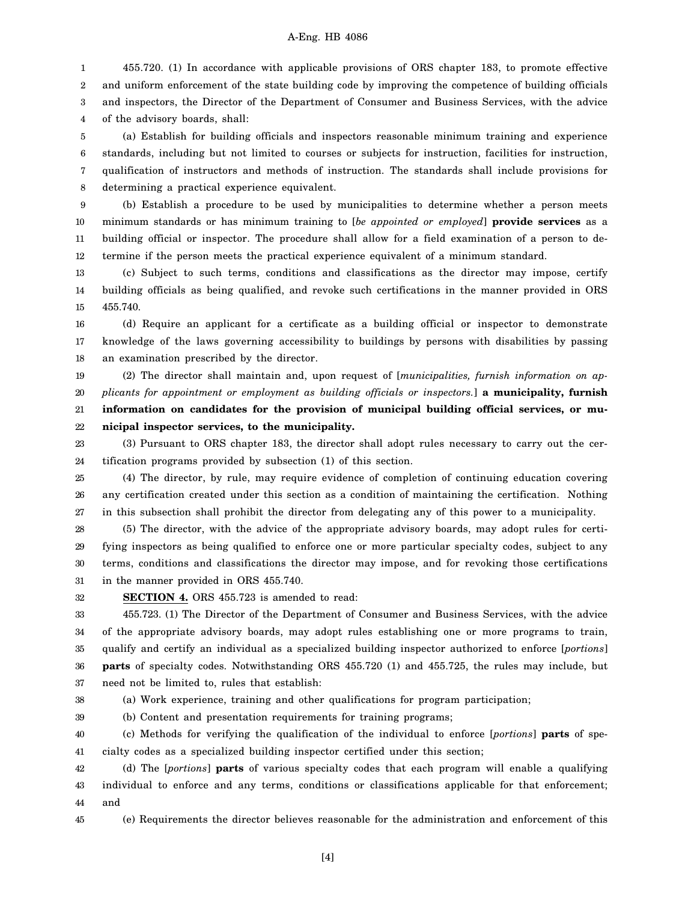455.720. (1) In accordance with applicable provisions of ORS chapter 183, to promote effective and uniform enforcement of the state building code by improving the competence of building officials and inspectors, the Director of the Department of Consumer and Business Services, with the advice of the advisory boards, shall:

(a) Establish for building officials and inspectors reasonable minimum training and experience standards, including but not limited to courses or subjects for instruction, facilities for instruction, qualification of instructors and methods of instruction. The standards shall include provisions for determining a practical experience equivalent.

(b) Establish a procedure to be used by municipalities to determine whether a person meets minimum standards or has minimum training to [*be appointed or employed*] **provide services** as a building official or inspector. The procedure shall allow for a field examination of a person to determine if the person meets the practical experience equivalent of a minimum standard.

(c) Subject to such terms, conditions and classifications as the director may impose, certify building officials as being qualified, and revoke such certifications in the manner provided in ORS 455.740.

(d) Require an applicant for a certificate as a building official or inspector to demonstrate knowledge of the laws governing accessibility to buildings by persons with disabilities by passing an examination prescribed by the director.

(2) The director shall maintain and, upon request of [*municipalities, furnish information on applicants for appointment or employment as building officials or inspectors.*] **a municipality, furnish information on candidates for the provision of municipal building official services, or municipal inspector services, to the municipality.**

(3) Pursuant to ORS chapter 183, the director shall adopt rules necessary to carry out the certification programs provided by subsection (1) of this section.

(4) The director, by rule, may require evidence of completion of continuing education covering any certification created under this section as a condition of maintaining the certification. Nothing in this subsection shall prohibit the director from delegating any of this power to a municipality.

(5) The director, with the advice of the appropriate advisory boards, may adopt rules for certifying inspectors as being qualified to enforce one or more particular specialty codes, subject to any terms, conditions and classifications the director may impose, and for revoking those certifications in the manner provided in ORS 455.740.

**SECTION 4.** ORS 455.723 is amended to read:

455.723. (1) The Director of the Department of Consumer and Business Services, with the advice of the appropriate advisory boards, may adopt rules establishing one or more programs to train, qualify and certify an individual as a specialized building inspector authorized to enforce [*portions*] **parts** of specialty codes. Notwithstanding ORS 455.720 (1) and 455.725, the rules may include, but need not be limited to, rules that establish:

(a) Work experience, training and other qualifications for program participation;

(b) Content and presentation requirements for training programs;

(c) Methods for verifying the qualification of the individual to enforce [*portions*] **parts** of specialty codes as a specialized building inspector certified under this section;

(d) The [*portions*] **parts** of various specialty codes that each program will enable a qualifying individual to enforce and any terms, conditions or classifications applicable for that enforcement; and

(e) Requirements the director believes reasonable for the administration and enforcement of this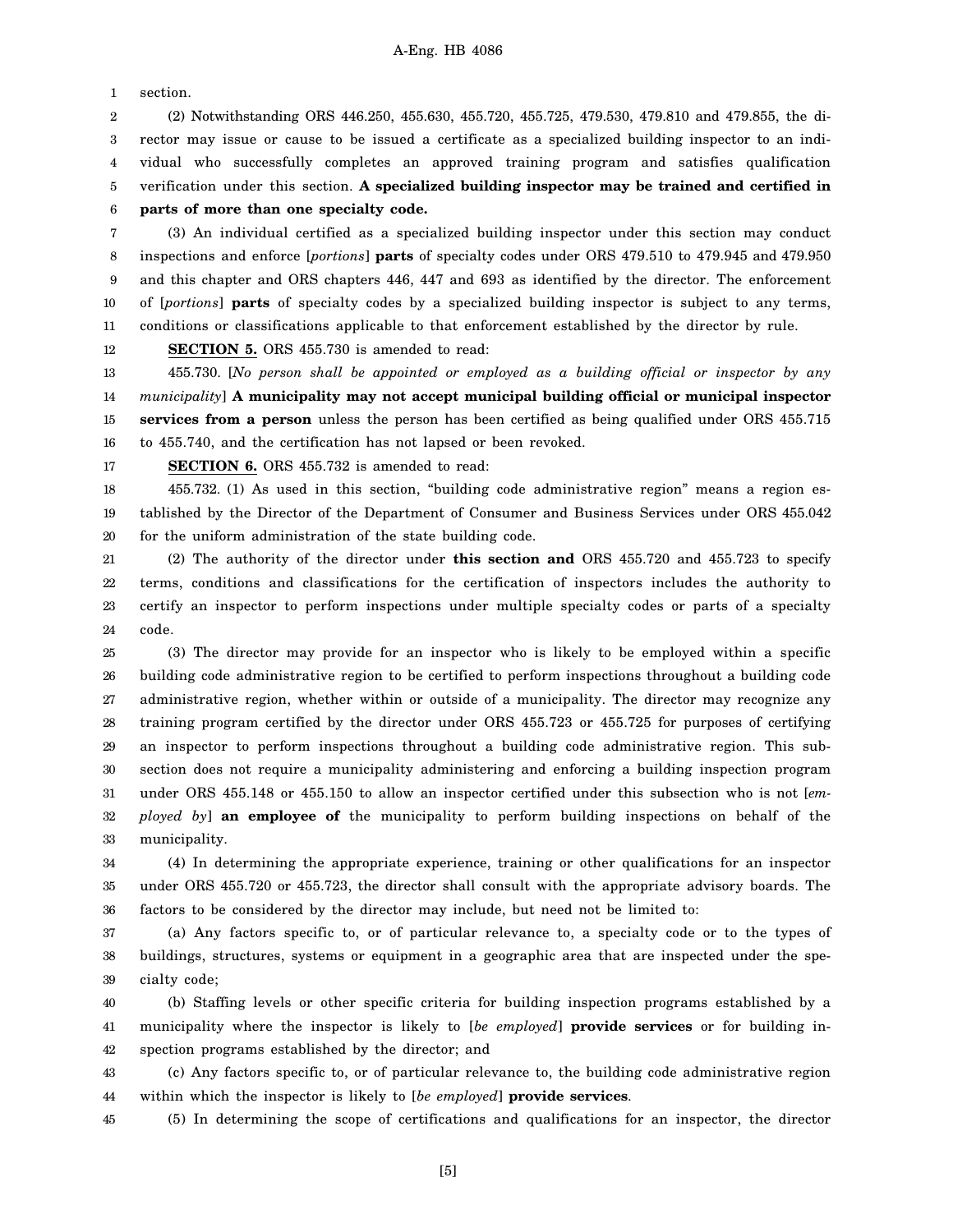section.

(2) Notwithstanding ORS 446.250, 455.630, 455.720, 455.725, 479.530, 479.810 and 479.855, the director may issue or cause to be issued a certificate as a specialized building inspector to an individual who successfully completes an approved training program and satisfies qualification verification under this section. **A specialized building inspector may be trained and certified in parts of more than one specialty code.**

(3) An individual certified as a specialized building inspector under this section may conduct inspections and enforce [*portions*] **parts** of specialty codes under ORS 479.510 to 479.945 and 479.950 and this chapter and ORS chapters 446, 447 and 693 as identified by the director. The enforcement of [*portions*] **parts** of specialty codes by a specialized building inspector is subject to any terms, conditions or classifications applicable to that enforcement established by the director by rule.

**SECTION 5.** ORS 455.730 is amended to read:

455.730. [*No person shall be appointed or employed as a building official or inspector by any municipality*] **A municipality may not accept municipal building official or municipal inspector services from a person** unless the person has been certified as being qualified under ORS 455.715 to 455.740, and the certification has not lapsed or been revoked.

**SECTION 6.** ORS 455.732 is amended to read:

455.732. (1) As used in this section, "building code administrative region" means a region established by the Director of the Department of Consumer and Business Services under ORS 455.042 for the uniform administration of the state building code.

(2) The authority of the director under **this section and** ORS 455.720 and 455.723 to specify terms, conditions and classifications for the certification of inspectors includes the authority to certify an inspector to perform inspections under multiple specialty codes or parts of a specialty code.

(3) The director may provide for an inspector who is likely to be employed within a specific building code administrative region to be certified to perform inspections throughout a building code administrative region, whether within or outside of a municipality. The director may recognize any training program certified by the director under ORS 455.723 or 455.725 for purposes of certifying an inspector to perform inspections throughout a building code administrative region. This subsection does not require a municipality administering and enforcing a building inspection program under ORS 455.148 or 455.150 to allow an inspector certified under this subsection who is not [*employed by*] **an employee of** the municipality to perform building inspections on behalf of the municipality.

(4) In determining the appropriate experience, training or other qualifications for an inspector under ORS 455.720 or 455.723, the director shall consult with the appropriate advisory boards. The factors to be considered by the director may include, but need not be limited to:

(a) Any factors specific to, or of particular relevance to, a specialty code or to the types of buildings, structures, systems or equipment in a geographic area that are inspected under the specialty code;

(b) Staffing levels or other specific criteria for building inspection programs established by a municipality where the inspector is likely to [*be employed*] **provide services** or for building inspection programs established by the director; and

(c) Any factors specific to, or of particular relevance to, the building code administrative region within which the inspector is likely to [*be employed*] **provide services**.

(5) In determining the scope of certifications and qualifications for an inspector, the director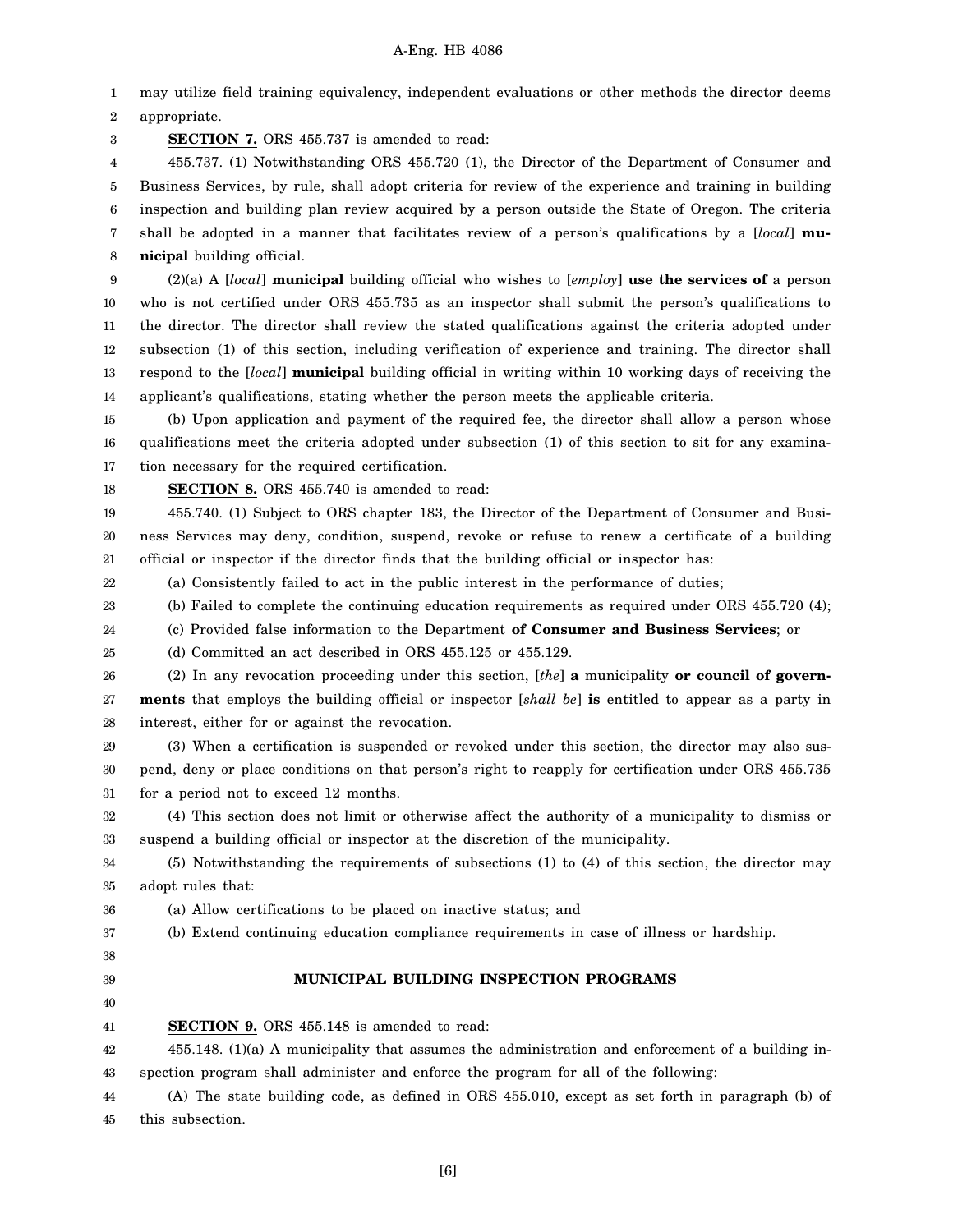may utilize field training equivalency, independent evaluations or other methods the director deems appropriate.

**SECTION 7.** ORS 455.737 is amended to read:

455.737. (1) Notwithstanding ORS 455.720 (1), the Director of the Department of Consumer and Business Services, by rule, shall adopt criteria for review of the experience and training in building inspection and building plan review acquired by a person outside the State of Oregon. The criteria shall be adopted in a manner that facilitates review of a person's qualifications by a [*local*] **municipal** building official.

(2)(a) A [*local*] **municipal** building official who wishes to [*employ*] **use the services of** a person who is not certified under ORS 455.735 as an inspector shall submit the person's qualifications to the director. The director shall review the stated qualifications against the criteria adopted under subsection (1) of this section, including verification of experience and training. The director shall respond to the [*local*] **municipal** building official in writing within 10 working days of receiving the applicant's qualifications, stating whether the person meets the applicable criteria.

(b) Upon application and payment of the required fee, the director shall allow a person whose qualifications meet the criteria adopted under subsection (1) of this section to sit for any examination necessary for the required certification.

**SECTION 8.** ORS 455.740 is amended to read:

455.740. (1) Subject to ORS chapter 183, the Director of the Department of Consumer and Business Services may deny, condition, suspend, revoke or refuse to renew a certificate of a building official or inspector if the director finds that the building official or inspector has:

(a) Consistently failed to act in the public interest in the performance of duties;

(b) Failed to complete the continuing education requirements as required under ORS 455.720 (4);

(c) Provided false information to the Department **of Consumer and Business Services**; or

(d) Committed an act described in ORS 455.125 or 455.129.

(2) In any revocation proceeding under this section, [*the*] **a** municipality **or council of governments** that employs the building official or inspector [*shall be*] **is** entitled to appear as a party in interest, either for or against the revocation.

(3) When a certification is suspended or revoked under this section, the director may also suspend, deny or place conditions on that person's right to reapply for certification under ORS 455.735 for a period not to exceed 12 months.

(4) This section does not limit or otherwise affect the authority of a municipality to dismiss or suspend a building official or inspector at the discretion of the municipality.

(5) Notwithstanding the requirements of subsections (1) to (4) of this section, the director may adopt rules that:

(a) Allow certifications to be placed on inactive status; and

(b) Extend continuing education compliance requirements in case of illness or hardship.

## MUNICIPAL BUILDING INSPECTION PROGRAMS

**SECTION 9.** ORS 455.148 is amended to read:

455.148. (1)(a) A municipality that assumes the administration and enforcement of a building inspection program shall administer and enforce the program for all of the following:

(A) The state building code, as defined in ORS 455.010, except as set forth in paragraph (b) of this subsection.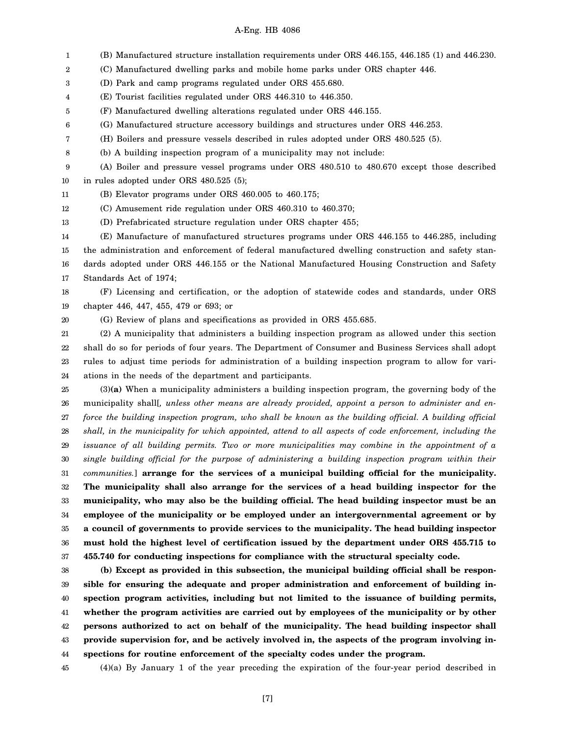(B) Manufactured structure installation requirements under ORS 446.155, 446.185 (1) and 446.230.

(C) Manufactured dwelling parks and mobile home parks under ORS chapter 446.

(D) Park and camp programs regulated under ORS 455.680.

(E) Tourist facilities regulated under ORS 446.310 to 446.350.

(F) Manufactured dwelling alterations regulated under ORS 446.155.

(G) Manufactured structure accessory buildings and structures under ORS 446.253.

(H) Boilers and pressure vessels described in rules adopted under ORS 480.525 (5).

(b) A building inspection program of a municipality may not include:

(A) Boiler and pressure vessel programs under ORS 480.510 to 480.670 except those described in rules adopted under ORS 480.525 (5);

(B) Elevator programs under ORS 460.005 to 460.175;

(C) Amusement ride regulation under ORS 460.310 to 460.370;

(D) Prefabricated structure regulation under ORS chapter 455;

(E) Manufacture of manufactured structures programs under ORS 446.155 to 446.285, including the administration and enforcement of federal manufactured dwelling construction and safety standards adopted under ORS 446.155 or the National Manufactured Housing Construction and Safety Standards Act of 1974;

(F) Licensing and certification, or the adoption of statewide codes and standards, under ORS chapter 446, 447, 455, 479 or 693; or

(G) Review of plans and specifications as provided in ORS 455.685.

(2) A municipality that administers a building inspection program as allowed under this section shall do so for periods of four years. The Department of Consumer and Business Services shall adopt rules to adjust time periods for administration of a building inspection program to allow for variations in the needs of the department and participants.

(3)**(a)** When a municipality administers a building inspection program, the governing body of the municipality shall[*, unless other means are already provided, appoint a person to administer and enforce the building inspection program, who shall be known as the building official. A building official shall, in the municipality for which appointed, attend to all aspects of code enforcement, including the issuance of all building permits. Two or more municipalities may combine in the appointment of a single building official for the purpose of administering a building inspection program within their communities.*] **arrange for the services of a municipal building official for the municipality. The municipality shall also arrange for the services of a head building inspector for the municipality, who may also be the building official. The head building inspector must be an employee of the municipality or be employed under an intergovernmental agreement or by a council of governments to provide services to the municipality. The head building inspector must hold the highest level of certification issued by the department under ORS 455.715 to 455.740 for conducting inspections for compliance with the structural specialty code.**

**(b) Except as provided in this subsection, the municipal building official shall be responsible for ensuring the adequate and proper administration and enforcement of building inspection program activities, including but not limited to the issuance of building permits, whether the program activities are carried out by employees of the municipality or by other persons authorized to act on behalf of the municipality. The head building inspector shall provide supervision for, and be actively involved in, the aspects of the program involving inspections for routine enforcement of the specialty codes under the program.**

(4)(a) By January 1 of the year preceding the expiration of the four-year period described in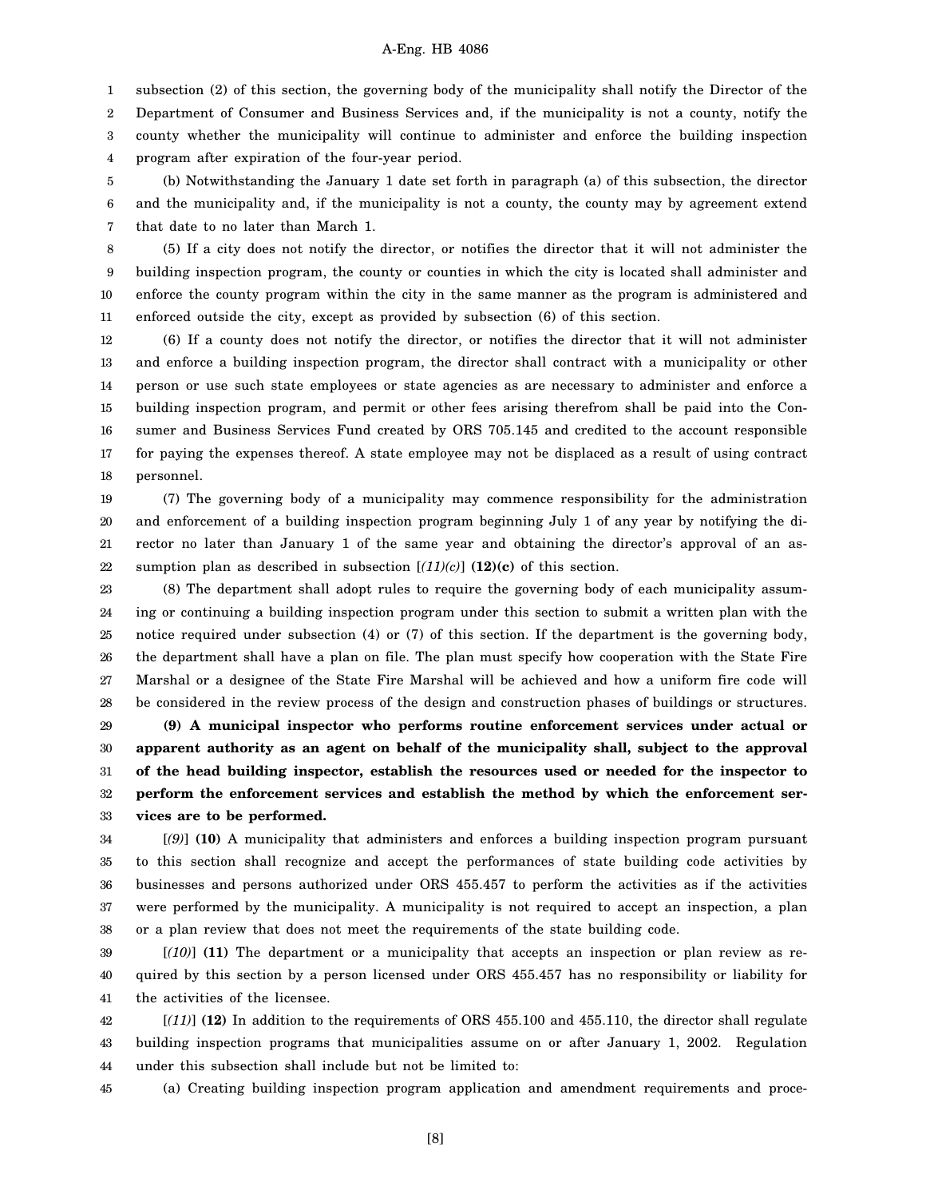subsection (2) of this section, the governing body of the municipality shall notify the Director of the Department of Consumer and Business Services and, if the municipality is not a county, notify the county whether the municipality will continue to administer and enforce the building inspection program after expiration of the four-year period.

(b) Notwithstanding the January 1 date set forth in paragraph (a) of this subsection, the director and the municipality and, if the municipality is not a county, the county may by agreement extend that date to no later than March 1.

(5) If a city does not notify the director, or notifies the director that it will not administer the building inspection program, the county or counties in which the city is located shall administer and enforce the county program within the city in the same manner as the program is administered and enforced outside the city, except as provided by subsection (6) of this section.

(6) If a county does not notify the director, or notifies the director that it will not administer and enforce a building inspection program, the director shall contract with a municipality or other person or use such state employees or state agencies as are necessary to administer and enforce a building inspection program, and permit or other fees arising therefrom shall be paid into the Consumer and Business Services Fund created by ORS 705.145 and credited to the account responsible for paying the expenses thereof. A state employee may not be displaced as a result of using contract personnel.

(7) The governing body of a municipality may commence responsibility for the administration and enforcement of a building inspection program beginning July 1 of any year by notifying the director no later than January 1 of the same year and obtaining the director's approval of an assumption plan as described in subsection [*(11)(c)*] **(12)(c)** of this section.

(8) The department shall adopt rules to require the governing body of each municipality assuming or continuing a building inspection program under this section to submit a written plan with the notice required under subsection (4) or (7) of this section. If the department is the governing body, the department shall have a plan on file. The plan must specify how cooperation with the State Fire Marshal or a designee of the State Fire Marshal will be achieved and how a uniform fire code will be considered in the review process of the design and construction phases of buildings or structures.

**(9) A municipal inspector who performs routine enforcement services under actual or apparent authority as an agent on behalf of the municipality shall, subject to the approval of the head building inspector, establish the resources used or needed for the inspector to perform the enforcement services and establish the method by which the enforcement services are to be performed.**

[*(9)*] **(10)** A municipality that administers and enforces a building inspection program pursuant to this section shall recognize and accept the performances of state building code activities by businesses and persons authorized under ORS 455.457 to perform the activities as if the activities were performed by the municipality. A municipality is not required to accept an inspection, a plan or a plan review that does not meet the requirements of the state building code.

[*(10)*] **(11)** The department or a municipality that accepts an inspection or plan review as required by this section by a person licensed under ORS 455.457 has no responsibility or liability for the activities of the licensee.

[*(11)*] **(12)** In addition to the requirements of ORS 455.100 and 455.110, the director shall regulate building inspection programs that municipalities assume on or after January 1, 2002. Regulation under this subsection shall include but not be limited to:

(a) Creating building inspection program application and amendment requirements and proce-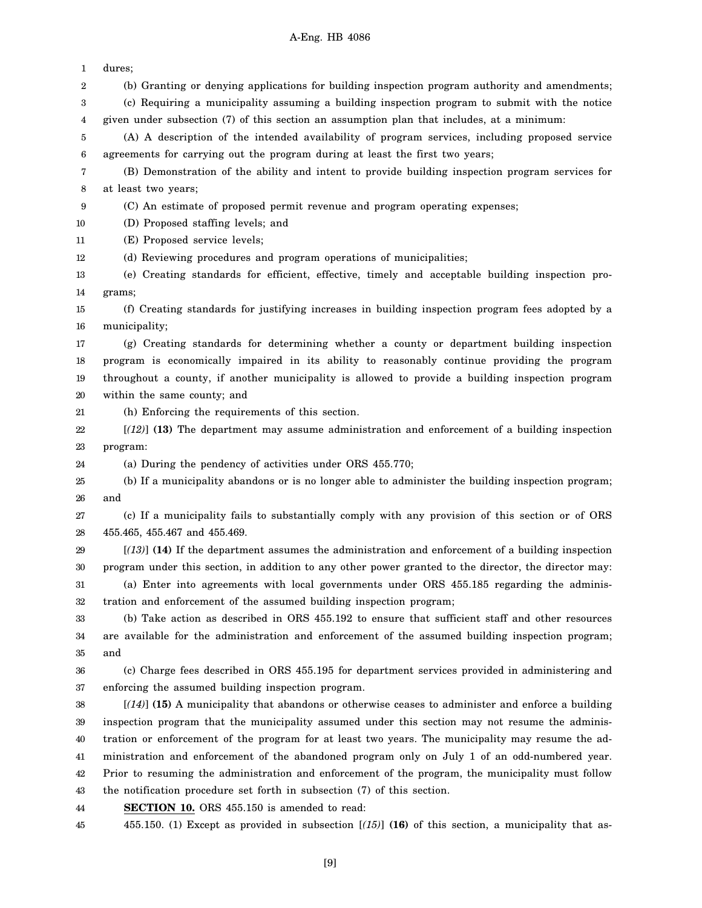dures;

(b) Granting or denying applications for building inspection program authority and amendments;

(c) Requiring a municipality assuming a building inspection program to submit with the notice given under subsection (7) of this section an assumption plan that includes, at a minimum:

(A) A description of the intended availability of program services, including proposed service agreements for carrying out the program during at least the first two years;

(B) Demonstration of the ability and intent to provide building inspection program services for at least two years;

(C) An estimate of proposed permit revenue and program operating expenses;

(D) Proposed staffing levels; and

(E) Proposed service levels;

(d) Reviewing procedures and program operations of municipalities;

(e) Creating standards for efficient, effective, timely and acceptable building inspection programs;

(f) Creating standards for justifying increases in building inspection program fees adopted by a municipality;

(g) Creating standards for determining whether a county or department building inspection program is economically impaired in its ability to reasonably continue providing the program throughout a county, if another municipality is allowed to provide a building inspection program within the same county; and

(h) Enforcing the requirements of this section.

[*(12)*] **(13)** The department may assume administration and enforcement of a building inspection program:

(a) During the pendency of activities under ORS 455.770;

(b) If a municipality abandons or is no longer able to administer the building inspection program; and

(c) If a municipality fails to substantially comply with any provision of this section or of ORS 455.465, 455.467 and 455.469.

[*(13)*] **(14)** If the department assumes the administration and enforcement of a building inspection program under this section, in addition to any other power granted to the director, the director may:

(a) Enter into agreements with local governments under ORS 455.185 regarding the administration and enforcement of the assumed building inspection program;

(b) Take action as described in ORS 455.192 to ensure that sufficient staff and other resources are available for the administration and enforcement of the assumed building inspection program; and

(c) Charge fees described in ORS 455.195 for department services provided in administering and enforcing the assumed building inspection program.

[*(14)*] **(15)** A municipality that abandons or otherwise ceases to administer and enforce a building inspection program that the municipality assumed under this section may not resume the administration or enforcement of the program for at least two years. The municipality may resume the administration and enforcement of the abandoned program only on July 1 of an odd-numbered year. Prior to resuming the administration and enforcement of the program, the municipality must follow the notification procedure set forth in subsection (7) of this section.

**SECTION 10.** ORS 455.150 is amended to read:

455.150. (1) Except as provided in subsection [*(15)*] **(16)** of this section, a municipality that as-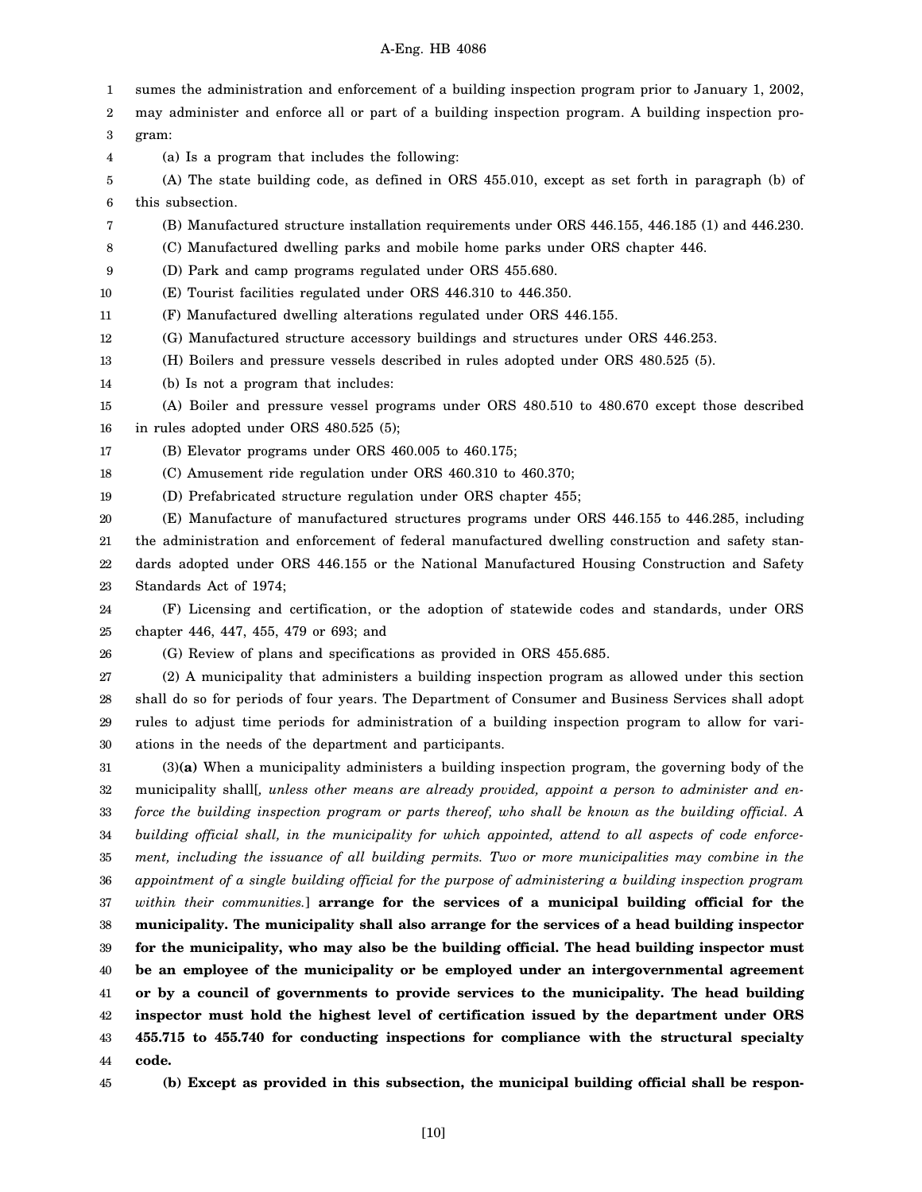sumes the administration and enforcement of a building inspection program prior to January 1, 2002, may administer and enforce all or part of a building inspection program. A building inspection program:

(a) Is a program that includes the following:

(A) The state building code, as defined in ORS 455.010, except as set forth in paragraph (b) of this subsection.

(B) Manufactured structure installation requirements under ORS 446.155, 446.185 (1) and 446.230.

(C) Manufactured dwelling parks and mobile home parks under ORS chapter 446.

(D) Park and camp programs regulated under ORS 455.680.

(E) Tourist facilities regulated under ORS 446.310 to 446.350.

(F) Manufactured dwelling alterations regulated under ORS 446.155.

(G) Manufactured structure accessory buildings and structures under ORS 446.253.

(H) Boilers and pressure vessels described in rules adopted under ORS 480.525 (5).

(b) Is not a program that includes:

(A) Boiler and pressure vessel programs under ORS 480.510 to 480.670 except those described in rules adopted under ORS 480.525 (5);

(B) Elevator programs under ORS 460.005 to 460.175;

(C) Amusement ride regulation under ORS 460.310 to 460.370;

(D) Prefabricated structure regulation under ORS chapter 455;

(E) Manufacture of manufactured structures programs under ORS 446.155 to 446.285, including the administration and enforcement of federal manufactured dwelling construction and safety standards adopted under ORS 446.155 or the National Manufactured Housing Construction and Safety Standards Act of 1974;

(F) Licensing and certification, or the adoption of statewide codes and standards, under ORS chapter 446, 447, 455, 479 or 693; and

(G) Review of plans and specifications as provided in ORS 455.685.

(2) A municipality that administers a building inspection program as allowed under this section shall do so for periods of four years. The Department of Consumer and Business Services shall adopt rules to adjust time periods for administration of a building inspection program to allow for variations in the needs of the department and participants.

(3)**(a)** When a municipality administers a building inspection program, the governing body of the municipality shall[*, unless other means are already provided, appoint a person to administer and enforce the building inspection program or parts thereof, who shall be known as the building official. A building official shall, in the municipality for which appointed, attend to all aspects of code enforcement, including the issuance of all building permits. Two or more municipalities may combine in the appointment of a single building official for the purpose of administering a building inspection program within their communities.*] **arrange for the services of a municipal building official for the municipality. The municipality shall also arrange for the services of a head building inspector for the municipality, who may also be the building official. The head building inspector must be an employee of the municipality or be employed under an intergovernmental agreement or by a council of governments to provide services to the municipality. The head building inspector must hold the highest level of certification issued by the department under ORS 455.715 to 455.740 for conducting inspections for compliance with the structural specialty code.**

**(b) Except as provided in this subsection, the municipal building official shall be respon-**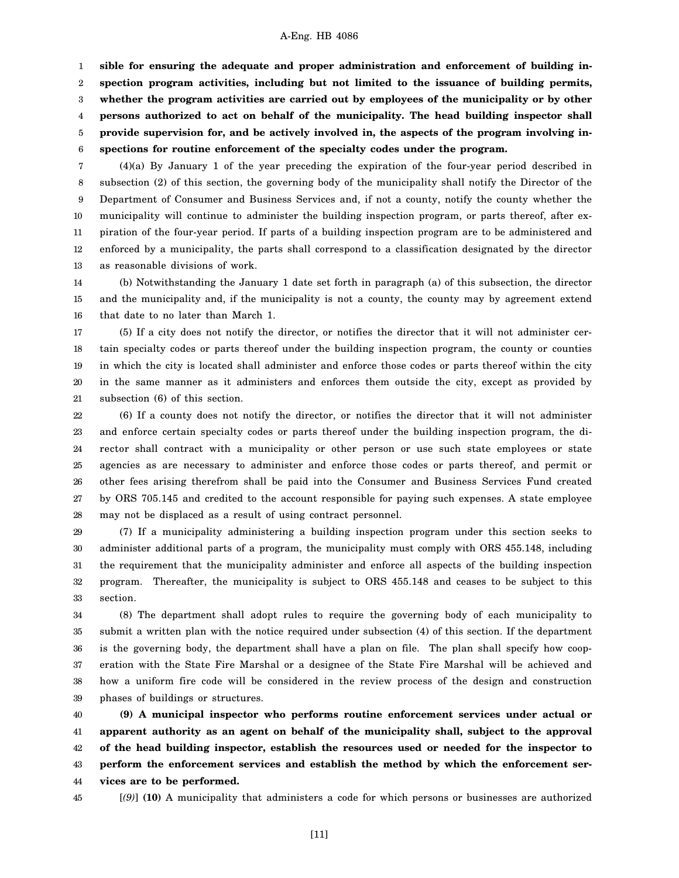**sible for ensuring the adequate and proper administration and enforcement of building inspection program activities, including but not limited to the issuance of building permits, whether the program activities are carried out by employees of the municipality or by other persons authorized to act on behalf of the municipality. The head building inspector shall provide supervision for, and be actively involved in, the aspects of the program involving inspections for routine enforcement of the specialty codes under the program.**

(4)(a) By January 1 of the year preceding the expiration of the four-year period described in subsection (2) of this section, the governing body of the municipality shall notify the Director of the Department of Consumer and Business Services and, if not a county, notify the county whether the municipality will continue to administer the building inspection program, or parts thereof, after expiration of the four-year period. If parts of a building inspection program are to be administered and enforced by a municipality, the parts shall correspond to a classification designated by the director as reasonable divisions of work.

(b) Notwithstanding the January 1 date set forth in paragraph (a) of this subsection, the director and the municipality and, if the municipality is not a county, the county may by agreement extend that date to no later than March 1.

(5) If a city does not notify the director, or notifies the director that it will not administer certain specialty codes or parts thereof under the building inspection program, the county or counties in which the city is located shall administer and enforce those codes or parts thereof within the city in the same manner as it administers and enforces them outside the city, except as provided by subsection (6) of this section.

(6) If a county does not notify the director, or notifies the director that it will not administer and enforce certain specialty codes or parts thereof under the building inspection program, the director shall contract with a municipality or other person or use such state employees or state agencies as are necessary to administer and enforce those codes or parts thereof, and permit or other fees arising therefrom shall be paid into the Consumer and Business Services Fund created by ORS 705.145 and credited to the account responsible for paying such expenses. A state employee may not be displaced as a result of using contract personnel.

(7) If a municipality administering a building inspection program under this section seeks to administer additional parts of a program, the municipality must comply with ORS 455.148, including the requirement that the municipality administer and enforce all aspects of the building inspection program. Thereafter, the municipality is subject to ORS 455.148 and ceases to be subject to this section.

(8) The department shall adopt rules to require the governing body of each municipality to submit a written plan with the notice required under subsection (4) of this section. If the department is the governing body, the department shall have a plan on file. The plan shall specify how cooperation with the State Fire Marshal or a designee of the State Fire Marshal will be achieved and how a uniform fire code will be considered in the review process of the design and construction phases of buildings or structures.

**(9) A municipal inspector who performs routine enforcement services under actual or apparent authority as an agent on behalf of the municipality shall, subject to the approval of the head building inspector, establish the resources used or needed for the inspector to perform the enforcement services and establish the method by which the enforcement services are to be performed.**

[*(9)*] **(10)** A municipality that administers a code for which persons or businesses are authorized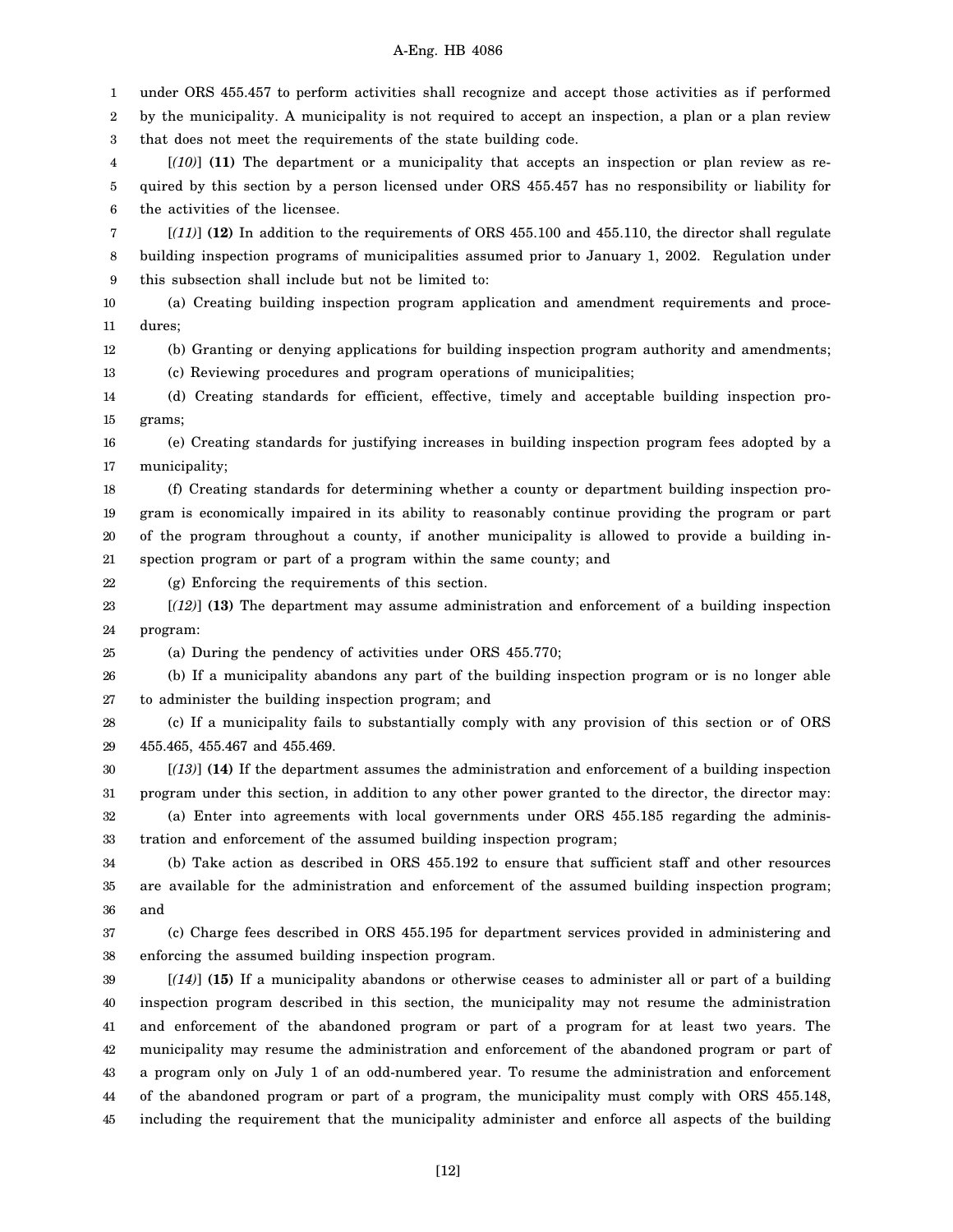under ORS 455.457 to perform activities shall recognize and accept those activities as if performed by the municipality. A municipality is not required to accept an inspection, a plan or a plan review that does not meet the requirements of the state building code.

[*(10)*] **(11)** The department or a municipality that accepts an inspection or plan review as required by this section by a person licensed under ORS 455.457 has no responsibility or liability for the activities of the licensee.

[*(11)*] **(12)** In addition to the requirements of ORS 455.100 and 455.110, the director shall regulate building inspection programs of municipalities assumed prior to January 1, 2002. Regulation under this subsection shall include but not be limited to:

(a) Creating building inspection program application and amendment requirements and procedures;

(b) Granting or denying applications for building inspection program authority and amendments;

(c) Reviewing procedures and program operations of municipalities;

(d) Creating standards for efficient, effective, timely and acceptable building inspection programs;

(e) Creating standards for justifying increases in building inspection program fees adopted by a municipality;

(f) Creating standards for determining whether a county or department building inspection program is economically impaired in its ability to reasonably continue providing the program or part of the program throughout a county, if another municipality is allowed to provide a building inspection program or part of a program within the same county; and

(g) Enforcing the requirements of this section.

[*(12)*] **(13)** The department may assume administration and enforcement of a building inspection program:

(a) During the pendency of activities under ORS 455.770;

(b) If a municipality abandons any part of the building inspection program or is no longer able to administer the building inspection program; and

(c) If a municipality fails to substantially comply with any provision of this section or of ORS 455.465, 455.467 and 455.469.

[*(13)*] **(14)** If the department assumes the administration and enforcement of a building inspection program under this section, in addition to any other power granted to the director, the director may:

(a) Enter into agreements with local governments under ORS 455.185 regarding the administration and enforcement of the assumed building inspection program;

(b) Take action as described in ORS 455.192 to ensure that sufficient staff and other resources are available for the administration and enforcement of the assumed building inspection program; and

(c) Charge fees described in ORS 455.195 for department services provided in administering and enforcing the assumed building inspection program.

[*(14)*] **(15)** If a municipality abandons or otherwise ceases to administer all or part of a building inspection program described in this section, the municipality may not resume the administration and enforcement of the abandoned program or part of a program for at least two years. The municipality may resume the administration and enforcement of the abandoned program or part of a program only on July 1 of an odd-numbered year. To resume the administration and enforcement of the abandoned program or part of a program, the municipality must comply with ORS 455.148, including the requirement that the municipality administer and enforce all aspects of the building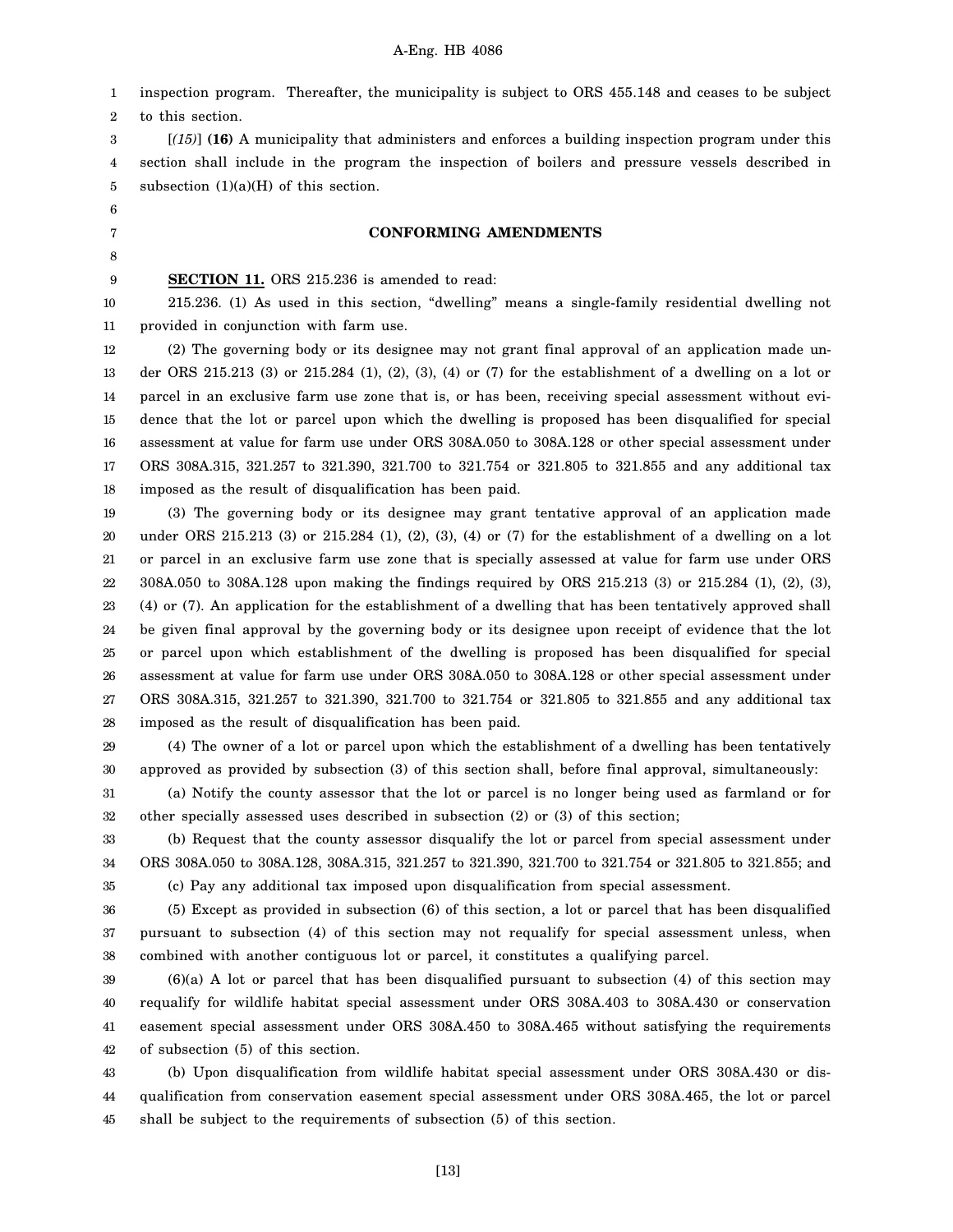inspection program. Thereafter, the municipality is subject to ORS 455.148 and ceases to be subject to this section.

[*(15)*] **(16)** A municipality that administers and enforces a building inspection program under this section shall include in the program the inspection of boilers and pressure vessels described in subsection (1)(a)(H) of this section.

## CONFORMING AMENDMENTS

**SECTION 11.** ORS 215.236 is amended to read:

215.236. (1) As used in this section, "dwelling" means a single-family residential dwelling not provided in conjunction with farm use.

(2) The governing body or its designee may not grant final approval of an application made under ORS 215.213 (3) or 215.284 (1), (2), (3), (4) or (7) for the establishment of a dwelling on a lot or parcel in an exclusive farm use zone that is, or has been, receiving special assessment without evidence that the lot or parcel upon which the dwelling is proposed has been disqualified for special assessment at value for farm use under ORS 308A.050 to 308A.128 or other special assessment under ORS 308A.315, 321.257 to 321.390, 321.700 to 321.754 or 321.805 to 321.855 and any additional tax imposed as the result of disqualification has been paid.

(3) The governing body or its designee may grant tentative approval of an application made under ORS 215.213 (3) or 215.284 (1), (2), (3), (4) or (7) for the establishment of a dwelling on a lot or parcel in an exclusive farm use zone that is specially assessed at value for farm use under ORS 308A.050 to 308A.128 upon making the findings required by ORS 215.213 (3) or 215.284 (1), (2), (3), (4) or (7). An application for the establishment of a dwelling that has been tentatively approved shall be given final approval by the governing body or its designee upon receipt of evidence that the lot or parcel upon which establishment of the dwelling is proposed has been disqualified for special assessment at value for farm use under ORS 308A.050 to 308A.128 or other special assessment under ORS 308A.315, 321.257 to 321.390, 321.700 to 321.754 or 321.805 to 321.855 and any additional tax imposed as the result of disqualification has been paid.

(4) The owner of a lot or parcel upon which the establishment of a dwelling has been tentatively approved as provided by subsection (3) of this section shall, before final approval, simultaneously:

(a) Notify the county assessor that the lot or parcel is no longer being used as farmland or for other specially assessed uses described in subsection (2) or (3) of this section;

(b) Request that the county assessor disqualify the lot or parcel from special assessment under ORS 308A.050 to 308A.128, 308A.315, 321.257 to 321.390, 321.700 to 321.754 or 321.805 to 321.855; and

(c) Pay any additional tax imposed upon disqualification from special assessment.

(5) Except as provided in subsection (6) of this section, a lot or parcel that has been disqualified pursuant to subsection (4) of this section may not requalify for special assessment unless, when combined with another contiguous lot or parcel, it constitutes a qualifying parcel.

(6)(a) A lot or parcel that has been disqualified pursuant to subsection (4) of this section may requalify for wildlife habitat special assessment under ORS 308A.403 to 308A.430 or conservation easement special assessment under ORS 308A.450 to 308A.465 without satisfying the requirements of subsection (5) of this section.

(b) Upon disqualification from wildlife habitat special assessment under ORS 308A.430 or disqualification from conservation easement special assessment under ORS 308A.465, the lot or parcel shall be subject to the requirements of subsection (5) of this section.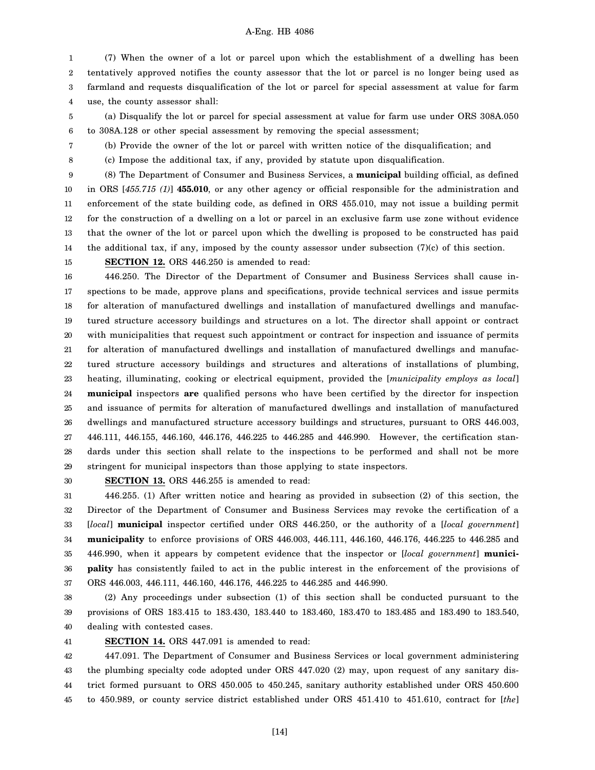(7) When the owner of a lot or parcel upon which the establishment of a dwelling has been tentatively approved notifies the county assessor that the lot or parcel is no longer being used as farmland and requests disqualification of the lot or parcel for special assessment at value for farm use, the county assessor shall:

(a) Disqualify the lot or parcel for special assessment at value for farm use under ORS 308A.050 to 308A.128 or other special assessment by removing the special assessment;

(b) Provide the owner of the lot or parcel with written notice of the disqualification; and

(c) Impose the additional tax, if any, provided by statute upon disqualification.

(8) The Department of Consumer and Business Services, a **municipal** building official, as defined in ORS [*455.715 (1)*] **455.010**, or any other agency or official responsible for the administration and enforcement of the state building code, as defined in ORS 455.010, may not issue a building permit for the construction of a dwelling on a lot or parcel in an exclusive farm use zone without evidence that the owner of the lot or parcel upon which the dwelling is proposed to be constructed has paid the additional tax, if any, imposed by the county assessor under subsection (7)(c) of this section.

**SECTION 12.** ORS 446.250 is amended to read:

446.250. The Director of the Department of Consumer and Business Services shall cause inspections to be made, approve plans and specifications, provide technical services and issue permits for alteration of manufactured dwellings and installation of manufactured dwellings and manufactured structure accessory buildings and structures on a lot. The director shall appoint or contract with municipalities that request such appointment or contract for inspection and issuance of permits for alteration of manufactured dwellings and installation of manufactured dwellings and manufactured structure accessory buildings and structures and alterations of installations of plumbing, heating, illuminating, cooking or electrical equipment, provided the [*municipality employs as local*] **municipal** inspectors **are** qualified persons who have been certified by the director for inspection and issuance of permits for alteration of manufactured dwellings and installation of manufactured dwellings and manufactured structure accessory buildings and structures, pursuant to ORS 446.003, 446.111, 446.155, 446.160, 446.176, 446.225 to 446.285 and 446.990. However, the certification standards under this section shall relate to the inspections to be performed and shall not be more stringent for municipal inspectors than those applying to state inspectors.

**SECTION 13.** ORS 446.255 is amended to read:

446.255. (1) After written notice and hearing as provided in subsection (2) of this section, the Director of the Department of Consumer and Business Services may revoke the certification of a [*local*] **municipal** inspector certified under ORS 446.250, or the authority of a [*local government*] **municipality** to enforce provisions of ORS 446.003, 446.111, 446.160, 446.176, 446.225 to 446.285 and 446.990, when it appears by competent evidence that the inspector or [*local government*] **municipality** has consistently failed to act in the public interest in the enforcement of the provisions of ORS 446.003, 446.111, 446.160, 446.176, 446.225 to 446.285 and 446.990.

(2) Any proceedings under subsection (1) of this section shall be conducted pursuant to the provisions of ORS 183.415 to 183.430, 183.440 to 183.460, 183.470 to 183.485 and 183.490 to 183.540, dealing with contested cases.

**SECTION 14.** ORS 447.091 is amended to read:

447.091. The Department of Consumer and Business Services or local government administering the plumbing specialty code adopted under ORS 447.020 (2) may, upon request of any sanitary district formed pursuant to ORS 450.005 to 450.245, sanitary authority established under ORS 450.600 to 450.989, or county service district established under ORS 451.410 to 451.610, contract for [*the*]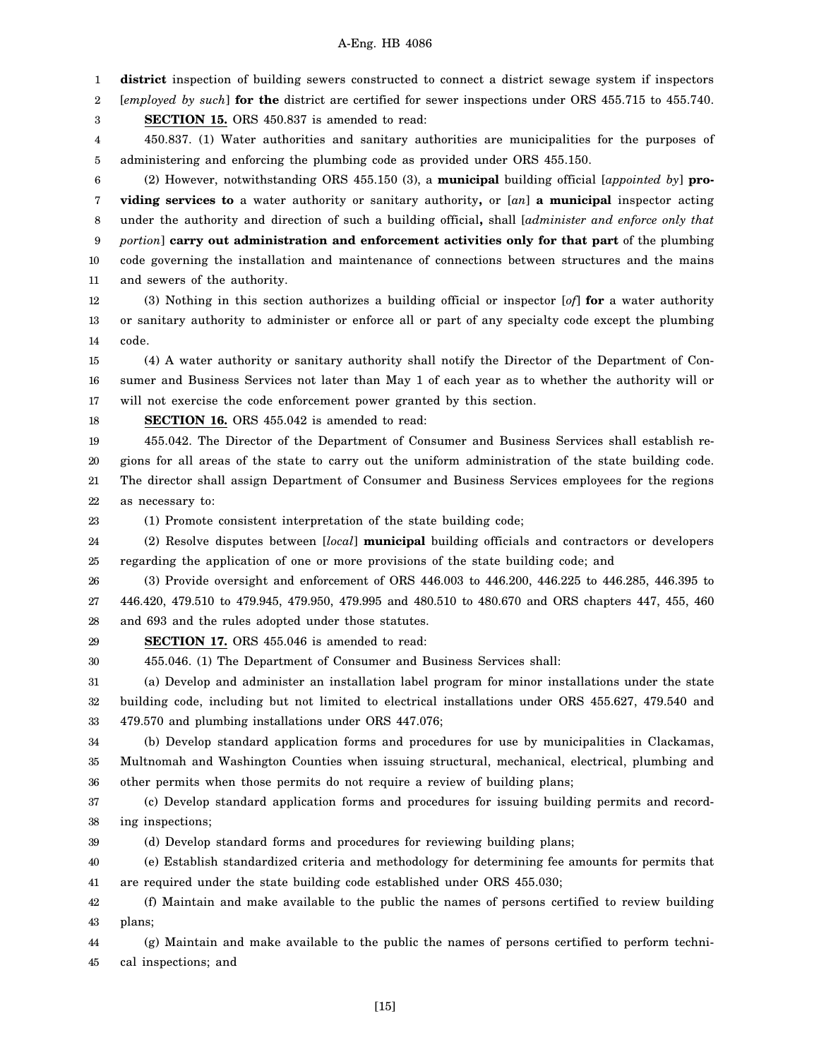**district** inspection of building sewers constructed to connect a district sewage system if inspectors [*employed by such*] **for the** district are certified for sewer inspections under ORS 455.715 to 455.740.

**SECTION 15.** ORS 450.837 is amended to read:

450.837. (1) Water authorities and sanitary authorities are municipalities for the purposes of administering and enforcing the plumbing code as provided under ORS 455.150.

(2) However, notwithstanding ORS 455.150 (3), a **municipal** building official [*appointed by*] **providing services to** a water authority or sanitary authority**,** or [*an*] **a municipal** inspector acting under the authority and direction of such a building official**,** shall [*administer and enforce only that portion*] **carry out administration and enforcement activities only for that part** of the plumbing code governing the installation and maintenance of connections between structures and the mains and sewers of the authority.

(3) Nothing in this section authorizes a building official or inspector [*of*] **for** a water authority or sanitary authority to administer or enforce all or part of any specialty code except the plumbing code.

(4) A water authority or sanitary authority shall notify the Director of the Department of Consumer and Business Services not later than May 1 of each year as to whether the authority will or will not exercise the code enforcement power granted by this section.

**SECTION 16.** ORS 455.042 is amended to read:

455.042. The Director of the Department of Consumer and Business Services shall establish regions for all areas of the state to carry out the uniform administration of the state building code. The director shall assign Department of Consumer and Business Services employees for the regions as necessary to:

(1) Promote consistent interpretation of the state building code;

(2) Resolve disputes between [*local*] **municipal** building officials and contractors or developers regarding the application of one or more provisions of the state building code; and

(3) Provide oversight and enforcement of ORS 446.003 to 446.200, 446.225 to 446.285, 446.395 to 446.420, 479.510 to 479.945, 479.950, 479.995 and 480.510 to 480.670 and ORS chapters 447, 455, 460 and 693 and the rules adopted under those statutes.

**SECTION 17.** ORS 455.046 is amended to read:

455.046. (1) The Department of Consumer and Business Services shall:

(a) Develop and administer an installation label program for minor installations under the state building code, including but not limited to electrical installations under ORS 455.627, 479.540 and 479.570 and plumbing installations under ORS 447.076;

(b) Develop standard application forms and procedures for use by municipalities in Clackamas, Multnomah and Washington Counties when issuing structural, mechanical, electrical, plumbing and other permits when those permits do not require a review of building plans;

(c) Develop standard application forms and procedures for issuing building permits and recording inspections;

(d) Develop standard forms and procedures for reviewing building plans;

(e) Establish standardized criteria and methodology for determining fee amounts for permits that are required under the state building code established under ORS 455.030;

(f) Maintain and make available to the public the names of persons certified to review building plans;

(g) Maintain and make available to the public the names of persons certified to perform technical inspections; and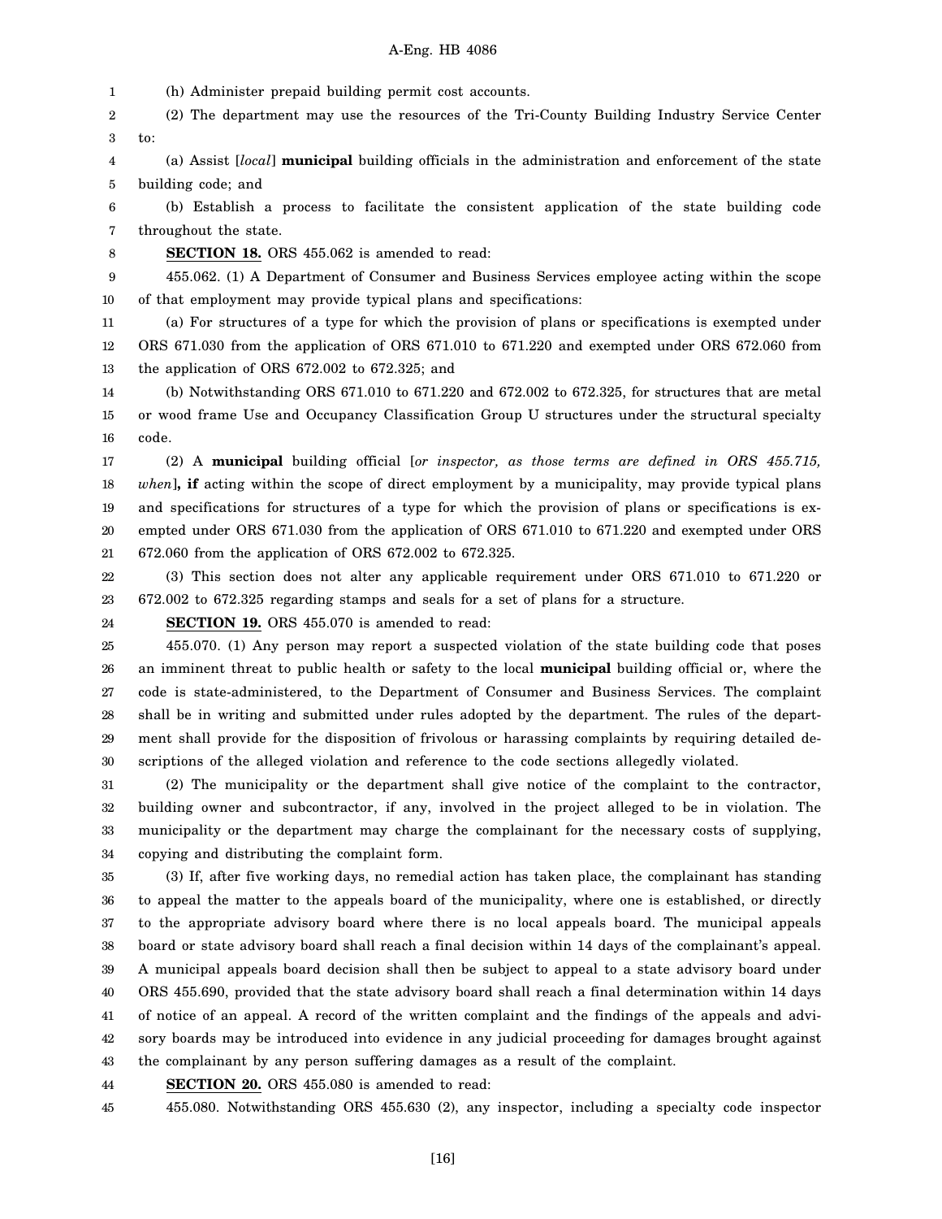(h) Administer prepaid building permit cost accounts.

(2) The department may use the resources of the Tri-County Building Industry Service Center to:

(a) Assist [*local*] **municipal** building officials in the administration and enforcement of the state building code; and

(b) Establish a process to facilitate the consistent application of the state building code throughout the state.

**SECTION 18.** ORS 455.062 is amended to read:

455.062. (1) A Department of Consumer and Business Services employee acting within the scope of that employment may provide typical plans and specifications:

(a) For structures of a type for which the provision of plans or specifications is exempted under ORS 671.030 from the application of ORS 671.010 to 671.220 and exempted under ORS 672.060 from the application of ORS 672.002 to 672.325; and

(b) Notwithstanding ORS 671.010 to 671.220 and 672.002 to 672.325, for structures that are metal or wood frame Use and Occupancy Classification Group U structures under the structural specialty code.

(2) A **municipal** building official [*or inspector, as those terms are defined in ORS 455.715, when*]**, if** acting within the scope of direct employment by a municipality, may provide typical plans and specifications for structures of a type for which the provision of plans or specifications is exempted under ORS 671.030 from the application of ORS 671.010 to 671.220 and exempted under ORS 672.060 from the application of ORS 672.002 to 672.325.

(3) This section does not alter any applicable requirement under ORS 671.010 to 671.220 or 672.002 to 672.325 regarding stamps and seals for a set of plans for a structure.

**SECTION 19.** ORS 455.070 is amended to read:

455.070. (1) Any person may report a suspected violation of the state building code that poses an imminent threat to public health or safety to the local **municipal** building official or, where the code is state-administered, to the Department of Consumer and Business Services. The complaint shall be in writing and submitted under rules adopted by the department. The rules of the department shall provide for the disposition of frivolous or harassing complaints by requiring detailed descriptions of the alleged violation and reference to the code sections allegedly violated.

(2) The municipality or the department shall give notice of the complaint to the contractor, building owner and subcontractor, if any, involved in the project alleged to be in violation. The municipality or the department may charge the complainant for the necessary costs of supplying, copying and distributing the complaint form.

(3) If, after five working days, no remedial action has taken place, the complainant has standing to appeal the matter to the appeals board of the municipality, where one is established, or directly to the appropriate advisory board where there is no local appeals board. The municipal appeals board or state advisory board shall reach a final decision within 14 days of the complainant's appeal. A municipal appeals board decision shall then be subject to appeal to a state advisory board under ORS 455.690, provided that the state advisory board shall reach a final determination within 14 days of notice of an appeal. A record of the written complaint and the findings of the appeals and advisory boards may be introduced into evidence in any judicial proceeding for damages brought against the complainant by any person suffering damages as a result of the complaint.

**SECTION 20.** ORS 455.080 is amended to read:

455.080. Notwithstanding ORS 455.630 (2), any inspector, including a specialty code inspector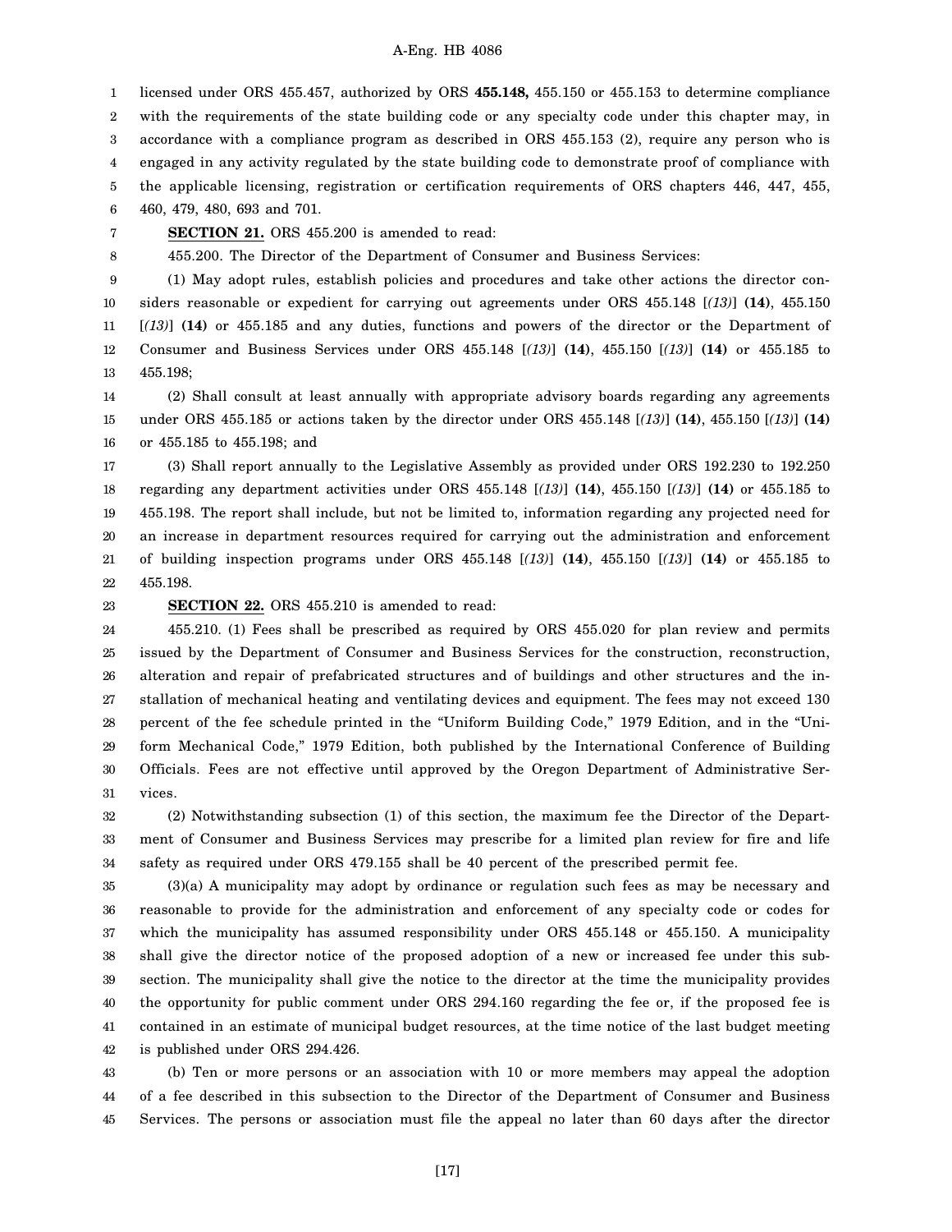licensed under ORS 455.457, authorized by ORS **455.148,** 455.150 or 455.153 to determine compliance with the requirements of the state building code or any specialty code under this chapter may, in accordance with a compliance program as described in ORS 455.153 (2), require any person who is engaged in any activity regulated by the state building code to demonstrate proof of compliance with the applicable licensing, registration or certification requirements of ORS chapters 446, 447, 455, 460, 479, 480, 693 and 701.

**SECTION 21.** ORS 455.200 is amended to read:

455.200. The Director of the Department of Consumer and Business Services:

(1) May adopt rules, establish policies and procedures and take other actions the director considers reasonable or expedient for carrying out agreements under ORS 455.148 [*(13)*] **(14)**, 455.150 [*(13)*] **(14)** or 455.185 and any duties, functions and powers of the director or the Department of Consumer and Business Services under ORS 455.148 [*(13)*] **(14)**, 455.150 [*(13)*] **(14)** or 455.185 to 455.198;

(2) Shall consult at least annually with appropriate advisory boards regarding any agreements under ORS 455.185 or actions taken by the director under ORS 455.148 [*(13)*] **(14)**, 455.150 [*(13)*] **(14)** or 455.185 to 455.198; and

(3) Shall report annually to the Legislative Assembly as provided under ORS 192.230 to 192.250 regarding any department activities under ORS 455.148 [*(13)*] **(14)**, 455.150 [*(13)*] **(14)** or 455.185 to 455.198. The report shall include, but not be limited to, information regarding any projected need for an increase in department resources required for carrying out the administration and enforcement of building inspection programs under ORS 455.148 [*(13)*] **(14)**, 455.150 [*(13)*] **(14)** or 455.185 to 455.198.

**SECTION 22.** ORS 455.210 is amended to read:

455.210. (1) Fees shall be prescribed as required by ORS 455.020 for plan review and permits issued by the Department of Consumer and Business Services for the construction, reconstruction, alteration and repair of prefabricated structures and of buildings and other structures and the installation of mechanical heating and ventilating devices and equipment. The fees may not exceed 130 percent of the fee schedule printed in the "Uniform Building Code," 1979 Edition, and in the "Uniform Mechanical Code," 1979 Edition, both published by the International Conference of Building Officials. Fees are not effective until approved by the Oregon Department of Administrative Services.

(2) Notwithstanding subsection (1) of this section, the maximum fee the Director of the Department of Consumer and Business Services may prescribe for a limited plan review for fire and life safety as required under ORS 479.155 shall be 40 percent of the prescribed permit fee.

(3)(a) A municipality may adopt by ordinance or regulation such fees as may be necessary and reasonable to provide for the administration and enforcement of any specialty code or codes for which the municipality has assumed responsibility under ORS 455.148 or 455.150. A municipality shall give the director notice of the proposed adoption of a new or increased fee under this subsection. The municipality shall give the notice to the director at the time the municipality provides the opportunity for public comment under ORS 294.160 regarding the fee or, if the proposed fee is contained in an estimate of municipal budget resources, at the time notice of the last budget meeting is published under ORS 294.426.

(b) Ten or more persons or an association with 10 or more members may appeal the adoption of a fee described in this subsection to the Director of the Department of Consumer and Business Services. The persons or association must file the appeal no later than 60 days after the director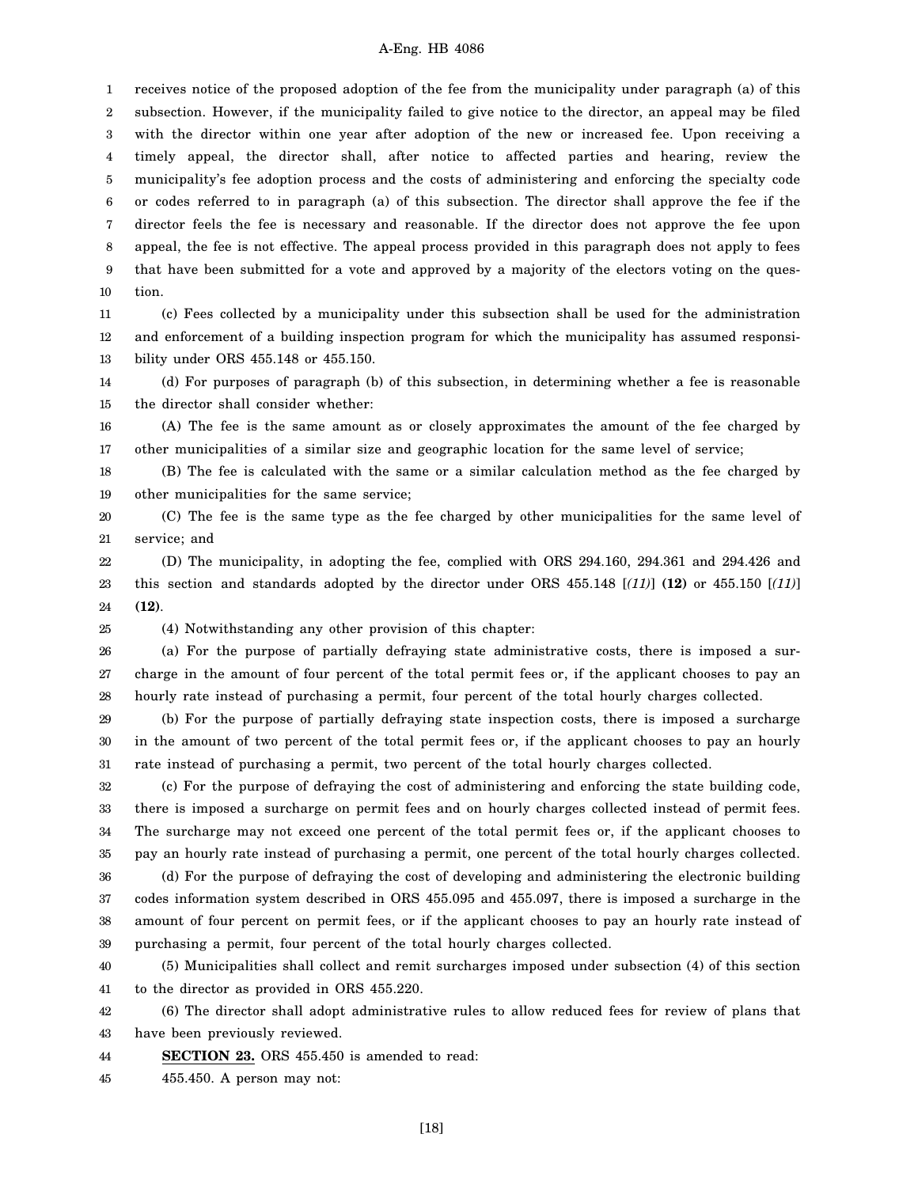receives notice of the proposed adoption of the fee from the municipality under paragraph (a) of this subsection. However, if the municipality failed to give notice to the director, an appeal may be filed with the director within one year after adoption of the new or increased fee. Upon receiving a timely appeal, the director shall, after notice to affected parties and hearing, review the municipality's fee adoption process and the costs of administering and enforcing the specialty code or codes referred to in paragraph (a) of this subsection. The director shall approve the fee if the director feels the fee is necessary and reasonable. If the director does not approve the fee upon appeal, the fee is not effective. The appeal process provided in this paragraph does not apply to fees that have been submitted for a vote and approved by a majority of the electors voting on the question.

(c) Fees collected by a municipality under this subsection shall be used for the administration and enforcement of a building inspection program for which the municipality has assumed responsibility under ORS 455.148 or 455.150.

(d) For purposes of paragraph (b) of this subsection, in determining whether a fee is reasonable the director shall consider whether:

(A) The fee is the same amount as or closely approximates the amount of the fee charged by other municipalities of a similar size and geographic location for the same level of service;

(B) The fee is calculated with the same or a similar calculation method as the fee charged by other municipalities for the same service;

(C) The fee is the same type as the fee charged by other municipalities for the same level of service; and

(D) The municipality, in adopting the fee, complied with ORS 294.160, 294.361 and 294.426 and this section and standards adopted by the director under ORS 455.148 [*(11)*] **(12)** or 455.150 [*(11)*] **(12)**.

(4) Notwithstanding any other provision of this chapter:

(a) For the purpose of partially defraying state administrative costs, there is imposed a surcharge in the amount of four percent of the total permit fees or, if the applicant chooses to pay an hourly rate instead of purchasing a permit, four percent of the total hourly charges collected.

(b) For the purpose of partially defraying state inspection costs, there is imposed a surcharge in the amount of two percent of the total permit fees or, if the applicant chooses to pay an hourly rate instead of purchasing a permit, two percent of the total hourly charges collected.

(c) For the purpose of defraying the cost of administering and enforcing the state building code, there is imposed a surcharge on permit fees and on hourly charges collected instead of permit fees. The surcharge may not exceed one percent of the total permit fees or, if the applicant chooses to pay an hourly rate instead of purchasing a permit, one percent of the total hourly charges collected.

(d) For the purpose of defraying the cost of developing and administering the electronic building codes information system described in ORS 455.095 and 455.097, there is imposed a surcharge in the amount of four percent on permit fees, or if the applicant chooses to pay an hourly rate instead of purchasing a permit, four percent of the total hourly charges collected.

(5) Municipalities shall collect and remit surcharges imposed under subsection (4) of this section to the director as provided in ORS 455.220.

(6) The director shall adopt administrative rules to allow reduced fees for review of plans that have been previously reviewed.

**SECTION 23.** ORS 455.450 is amended to read:

455.450. A person may not: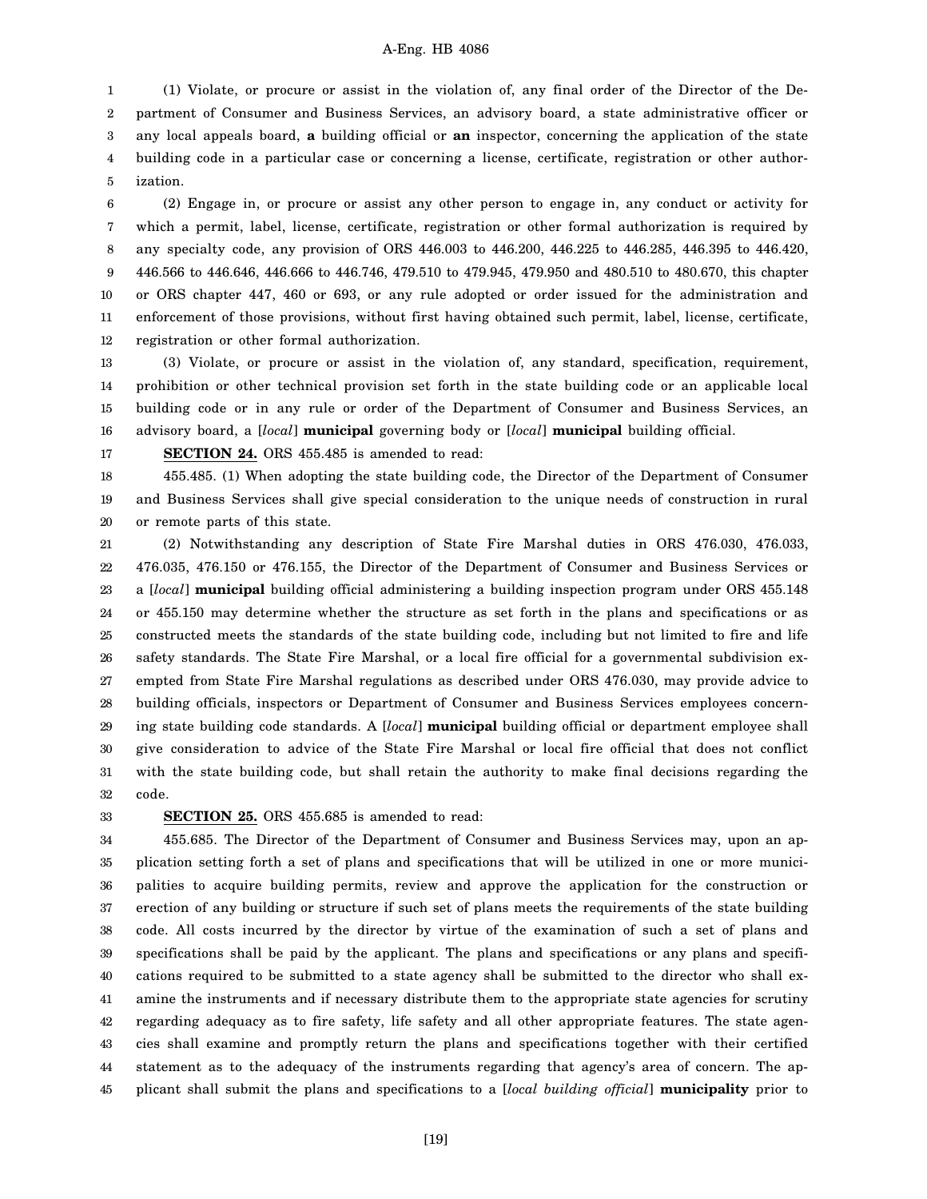(1) Violate, or procure or assist in the violation of, any final order of the Director of the Department of Consumer and Business Services, an advisory board, a state administrative officer or any local appeals board, **a** building official or **an** inspector, concerning the application of the state building code in a particular case or concerning a license, certificate, registration or other authorization.

(2) Engage in, or procure or assist any other person to engage in, any conduct or activity for which a permit, label, license, certificate, registration or other formal authorization is required by any specialty code, any provision of ORS 446.003 to 446.200, 446.225 to 446.285, 446.395 to 446.420, 446.566 to 446.646, 446.666 to 446.746, 479.510 to 479.945, 479.950 and 480.510 to 480.670, this chapter or ORS chapter 447, 460 or 693, or any rule adopted or order issued for the administration and enforcement of those provisions, without first having obtained such permit, label, license, certificate, registration or other formal authorization.

(3) Violate, or procure or assist in the violation of, any standard, specification, requirement, prohibition or other technical provision set forth in the state building code or an applicable local building code or in any rule or order of the Department of Consumer and Business Services, an advisory board, a [*local*] **municipal** governing body or [*local*] **municipal** building official.

**SECTION 24.** ORS 455.485 is amended to read:

455.485. (1) When adopting the state building code, the Director of the Department of Consumer and Business Services shall give special consideration to the unique needs of construction in rural or remote parts of this state.

(2) Notwithstanding any description of State Fire Marshal duties in ORS 476.030, 476.033, 476.035, 476.150 or 476.155, the Director of the Department of Consumer and Business Services or a [*local*] **municipal** building official administering a building inspection program under ORS 455.148 or 455.150 may determine whether the structure as set forth in the plans and specifications or as constructed meets the standards of the state building code, including but not limited to fire and life safety standards. The State Fire Marshal, or a local fire official for a governmental subdivision exempted from State Fire Marshal regulations as described under ORS 476.030, may provide advice to building officials, inspectors or Department of Consumer and Business Services employees concerning state building code standards. A [*local*] **municipal** building official or department employee shall give consideration to advice of the State Fire Marshal or local fire official that does not conflict with the state building code, but shall retain the authority to make final decisions regarding the code.

**SECTION 25.** ORS 455.685 is amended to read:

455.685. The Director of the Department of Consumer and Business Services may, upon an application setting forth a set of plans and specifications that will be utilized in one or more municipalities to acquire building permits, review and approve the application for the construction or erection of any building or structure if such set of plans meets the requirements of the state building code. All costs incurred by the director by virtue of the examination of such a set of plans and specifications shall be paid by the applicant. The plans and specifications or any plans and specifications required to be submitted to a state agency shall be submitted to the director who shall examine the instruments and if necessary distribute them to the appropriate state agencies for scrutiny regarding adequacy as to fire safety, life safety and all other appropriate features. The state agencies shall examine and promptly return the plans and specifications together with their certified statement as to the adequacy of the instruments regarding that agency's area of concern. The applicant shall submit the plans and specifications to a [*local building official*] **municipality** prior to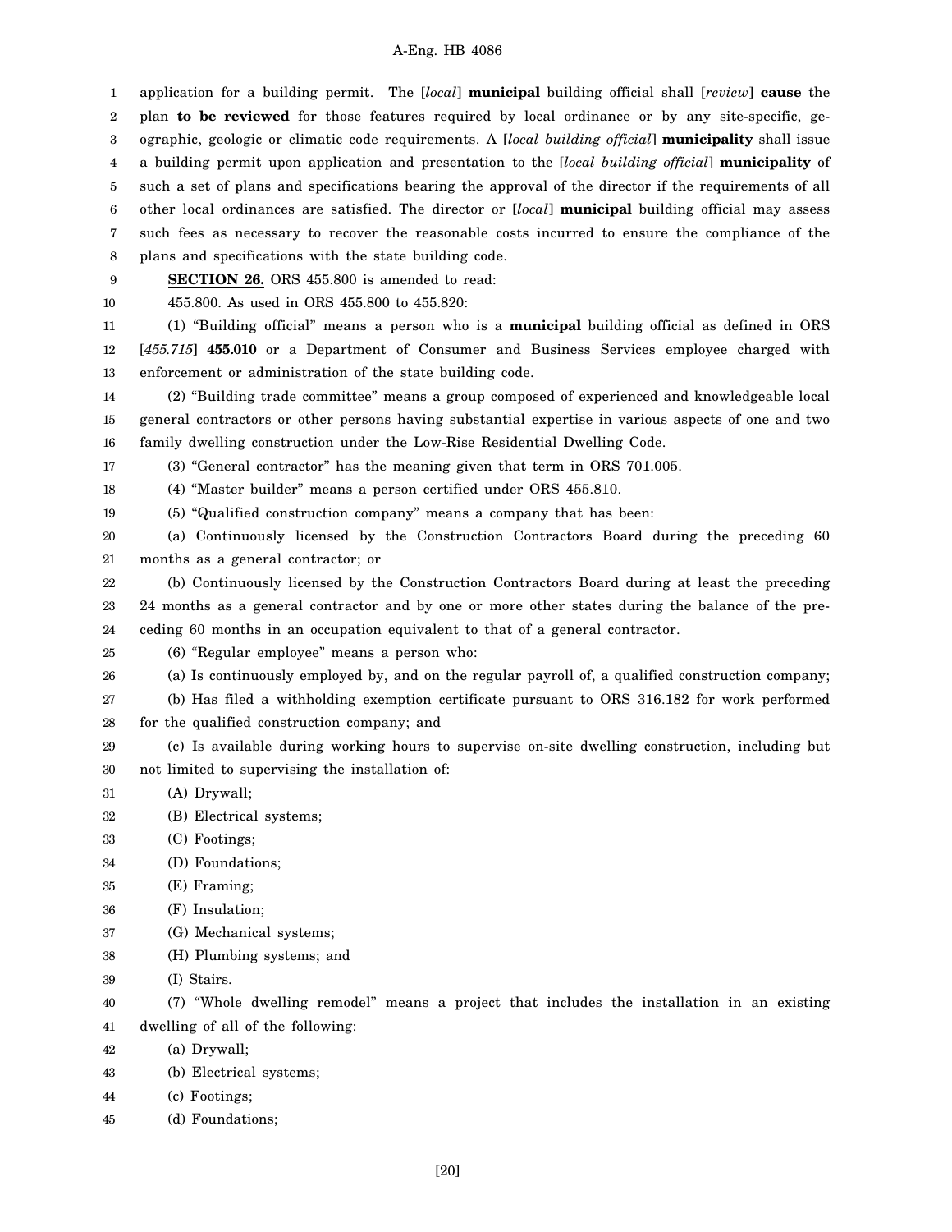application for a building permit. The [*local*] **municipal** building official shall [*review*] **cause** the plan **to be reviewed** for those features required by local ordinance or by any site-specific, geographic, geologic or climatic code requirements. A [*local building official*] **municipality** shall issue a building permit upon application and presentation to the [*local building official*] **municipality** of such a set of plans and specifications bearing the approval of the director if the requirements of all other local ordinances are satisfied. The director or [*local*] **municipal** building official may assess such fees as necessary to recover the reasonable costs incurred to ensure the compliance of the plans and specifications with the state building code.

**SECTION 26.** ORS 455.800 is amended to read:

455.800. As used in ORS 455.800 to 455.820:

(1) "Building official" means a person who is a **municipal** building official as defined in ORS [*455.715*] **455.010** or a Department of Consumer and Business Services employee charged with enforcement or administration of the state building code.

(2) "Building trade committee" means a group composed of experienced and knowledgeable local general contractors or other persons having substantial expertise in various aspects of one and two family dwelling construction under the Low-Rise Residential Dwelling Code.

(3) "General contractor" has the meaning given that term in ORS 701.005.

(4) "Master builder" means a person certified under ORS 455.810.

(5) "Qualified construction company" means a company that has been:

(a) Continuously licensed by the Construction Contractors Board during the preceding 60 months as a general contractor; or

(b) Continuously licensed by the Construction Contractors Board during at least the preceding 24 months as a general contractor and by one or more other states during the balance of the preceding 60 months in an occupation equivalent to that of a general contractor.

(6) "Regular employee" means a person who:

(a) Is continuously employed by, and on the regular payroll of, a qualified construction company;

(b) Has filed a withholding exemption certificate pursuant to ORS 316.182 for work performed for the qualified construction company; and

(c) Is available during working hours to supervise on-site dwelling construction, including but not limited to supervising the installation of:

(A) Drywall;

(B) Electrical systems;

(C) Footings;

(D) Foundations;

(E) Framing;

(F) Insulation;

(G) Mechanical systems;

(H) Plumbing systems; and

(I) Stairs.

(7) "Whole dwelling remodel" means a project that includes the installation in an existing dwelling of all of the following:

(a) Drywall;

(b) Electrical systems;

(c) Footings;

(d) Foundations;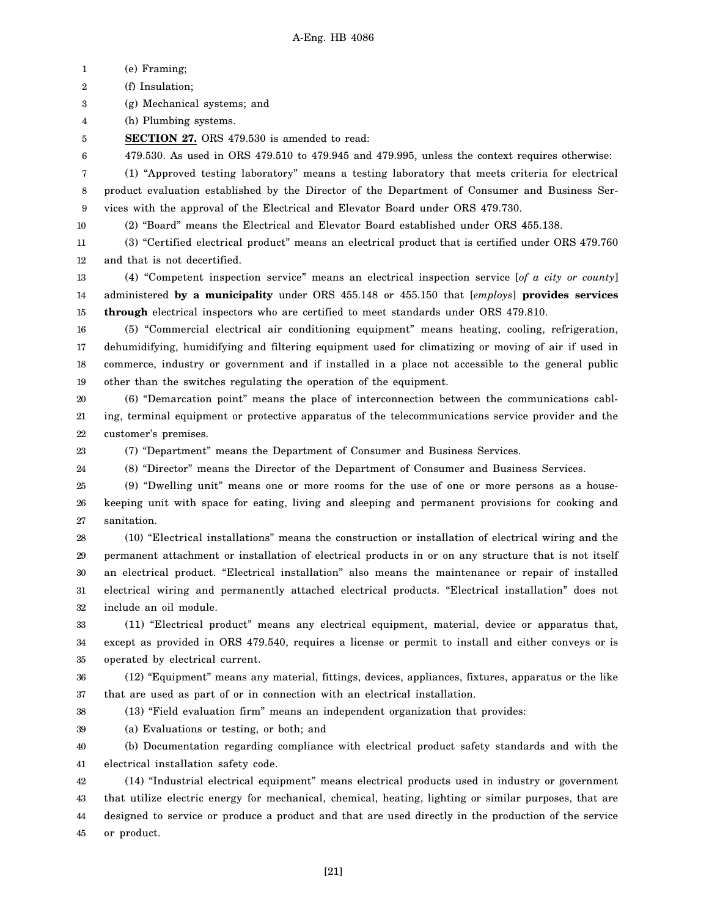(e) Framing;

(f) Insulation;

(g) Mechanical systems; and

(h) Plumbing systems.

**SECTION 27.** ORS 479.530 is amended to read:

479.530. As used in ORS 479.510 to 479.945 and 479.995, unless the context requires otherwise:

(1) "Approved testing laboratory" means a testing laboratory that meets criteria for electrical product evaluation established by the Director of the Department of Consumer and Business Services with the approval of the Electrical and Elevator Board under ORS 479.730.

(2) "Board" means the Electrical and Elevator Board established under ORS 455.138.

(3) "Certified electrical product" means an electrical product that is certified under ORS 479.760 and that is not decertified.

(4) "Competent inspection service" means an electrical inspection service [*of a city or county*] administered **by a municipality** under ORS 455.148 or 455.150 that [*employs*] **provides services through** electrical inspectors who are certified to meet standards under ORS 479.810.

(5) "Commercial electrical air conditioning equipment" means heating, cooling, refrigeration, dehumidifying, humidifying and filtering equipment used for climatizing or moving of air if used in commerce, industry or government and if installed in a place not accessible to the general public other than the switches regulating the operation of the equipment.

(6) "Demarcation point" means the place of interconnection between the communications cabling, terminal equipment or protective apparatus of the telecommunications service provider and the customer's premises.

(7) "Department" means the Department of Consumer and Business Services.

(8) "Director" means the Director of the Department of Consumer and Business Services.

(9) "Dwelling unit" means one or more rooms for the use of one or more persons as a housekeeping unit with space for eating, living and sleeping and permanent provisions for cooking and sanitation.

(10) "Electrical installations" means the construction or installation of electrical wiring and the permanent attachment or installation of electrical products in or on any structure that is not itself an electrical product. "Electrical installation" also means the maintenance or repair of installed electrical wiring and permanently attached electrical products. "Electrical installation" does not include an oil module.

(11) "Electrical product" means any electrical equipment, material, device or apparatus that, except as provided in ORS 479.540, requires a license or permit to install and either conveys or is operated by electrical current.

(12) "Equipment" means any material, fittings, devices, appliances, fixtures, apparatus or the like that are used as part of or in connection with an electrical installation.

(13) "Field evaluation firm" means an independent organization that provides:

(a) Evaluations or testing, or both; and

(b) Documentation regarding compliance with electrical product safety standards and with the electrical installation safety code.

(14) "Industrial electrical equipment" means electrical products used in industry or government that utilize electric energy for mechanical, chemical, heating, lighting or similar purposes, that are designed to service or produce a product and that are used directly in the production of the service or product.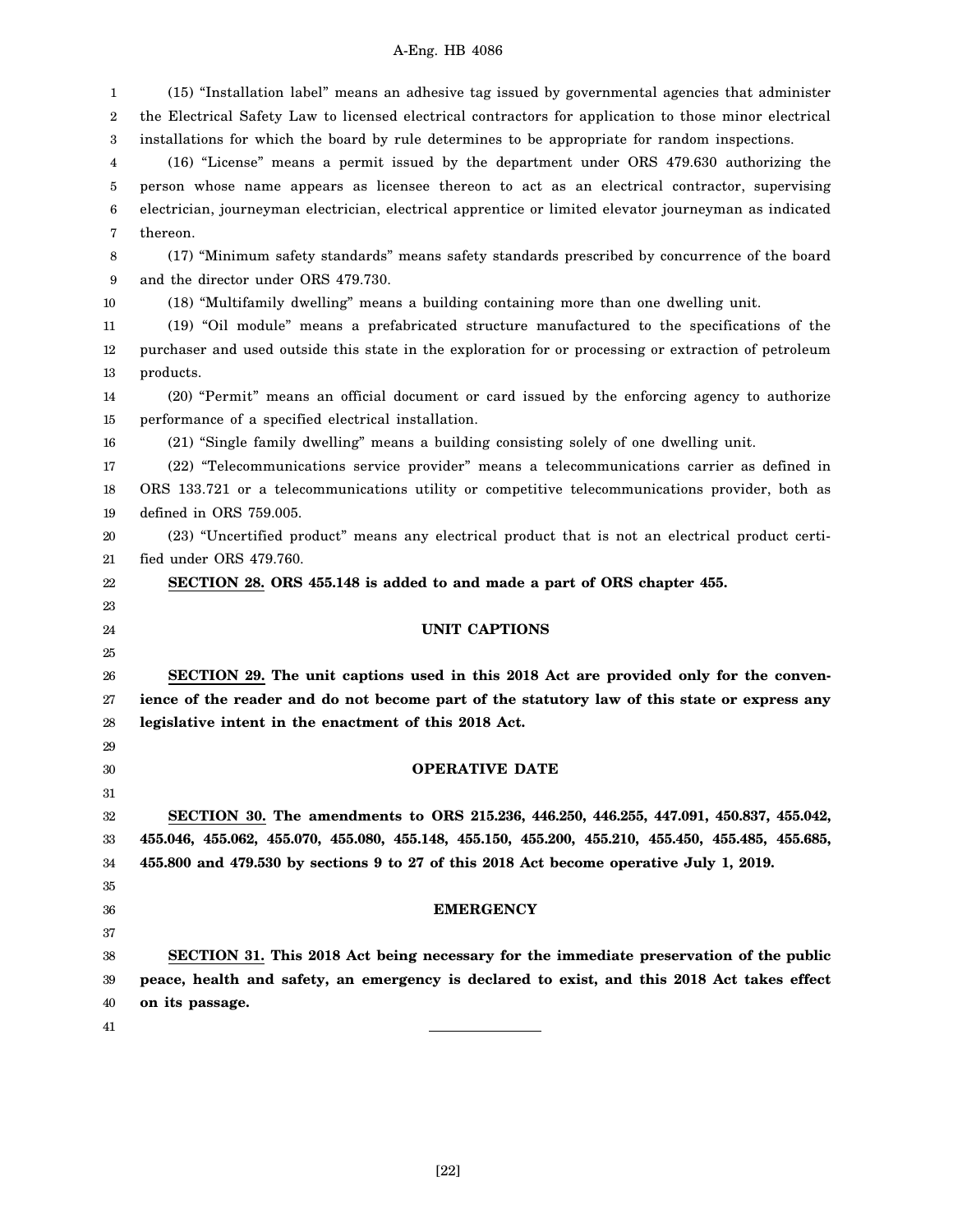(15) "Installation label" means an adhesive tag issued by governmental agencies that administer the Electrical Safety Law to licensed electrical contractors for application to those minor electrical installations for which the board by rule determines to be appropriate for random inspections.

(16) "License" means a permit issued by the department under ORS 479.630 authorizing the person whose name appears as licensee thereon to act as an electrical contractor, supervising electrician, journeyman electrician, electrical apprentice or limited elevator journeyman as indicated thereon.

(17) "Minimum safety standards" means safety standards prescribed by concurrence of the board and the director under ORS 479.730.

(18) "Multifamily dwelling" means a building containing more than one dwelling unit.

(19) "Oil module" means a prefabricated structure manufactured to the specifications of the purchaser and used outside this state in the exploration for or processing or extraction of petroleum products.

(20) "Permit" means an official document or card issued by the enforcing agency to authorize performance of a specified electrical installation.

(21) "Single family dwelling" means a building consisting solely of one dwelling unit.

(22) "Telecommunications service provider" means a telecommunications carrier as defined in ORS 133.721 or a telecommunications utility or competitive telecommunications provider, both as defined in ORS 759.005.

(23) "Uncertified product" means any electrical product that is not an electrical product certified under ORS 479.760.

**SECTION 28. ORS 455.148 is added to and made a part of ORS chapter 455.**

## UNIT CAPTIONS

**SECTION 29. The unit captions used in this 2018 Act are provided only for the convenience of the reader and do not become part of the statutory law of this state or express any legislative intent in the enactment of this 2018 Act.**

## OPERATIVE DATE

**SECTION 30. The amendments to ORS 215.236, 446.250, 446.255, 447.091, 450.837, 455.042, 455.046, 455.062, 455.070, 455.080, 455.148, 455.150, 455.200, 455.210, 455.450, 455.485, 455.685, 455.800 and 479.530 by sections 9 to 27 of this 2018 Act become operative July 1, 2019.**

## EMERGENCY

**SECTION 31. This 2018 Act being necessary for the immediate preservation of the public peace, health and safety, an emergency is declared to exist, and this 2018 Act takes effect on its passage.**